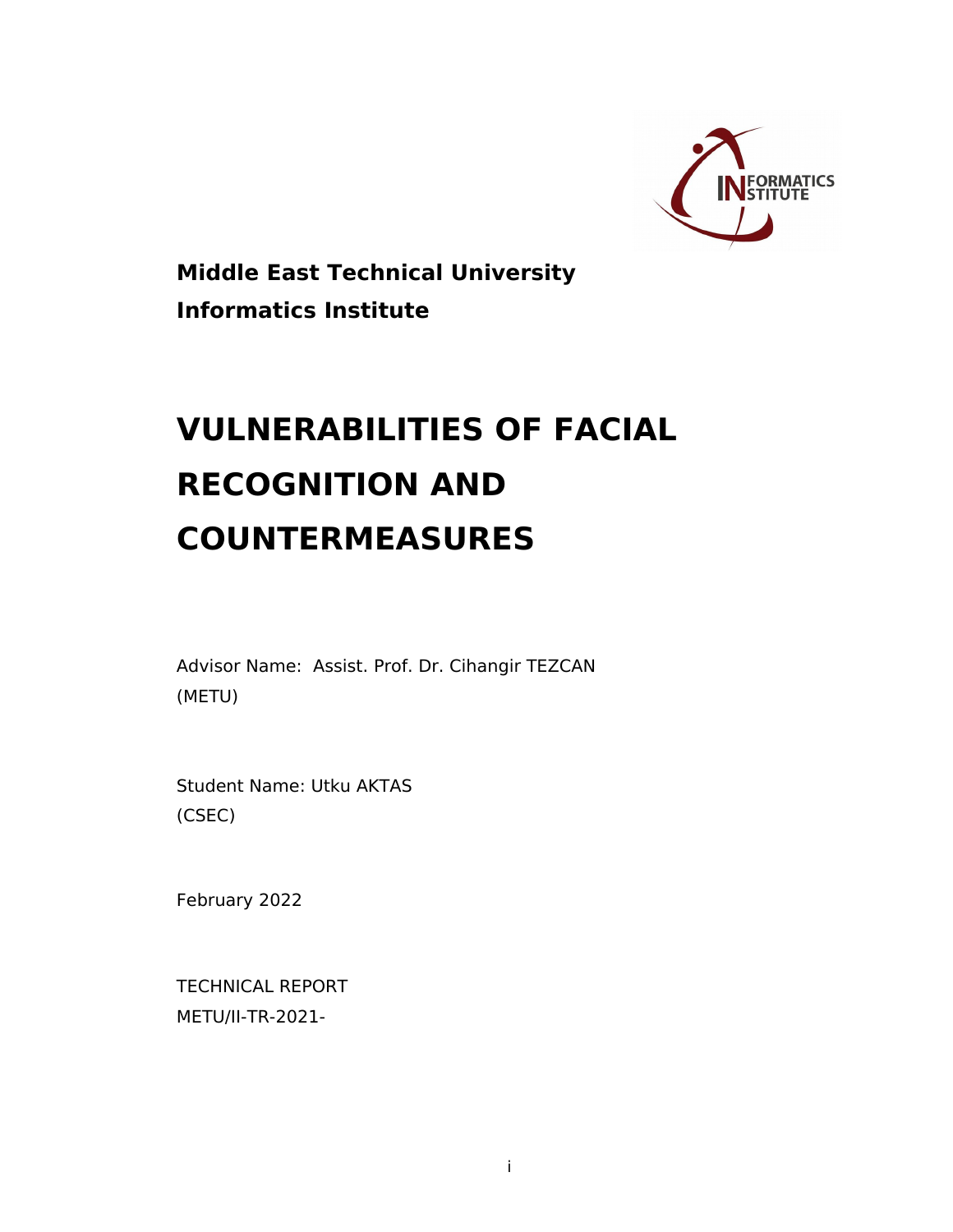**Middle East Technical University**

**Informatics Institute**

# VULNERABILITIES OF FACIAL RECOGNITION AND COUNTERMEASURES

Advisor Name: Assist. Prof. Dr. Cihangir TEZCAN (METU)

Student Name: Utku AKTAS (CSEC)

February 2022

TECHNICAL REPORT
METU/II-TR-2021-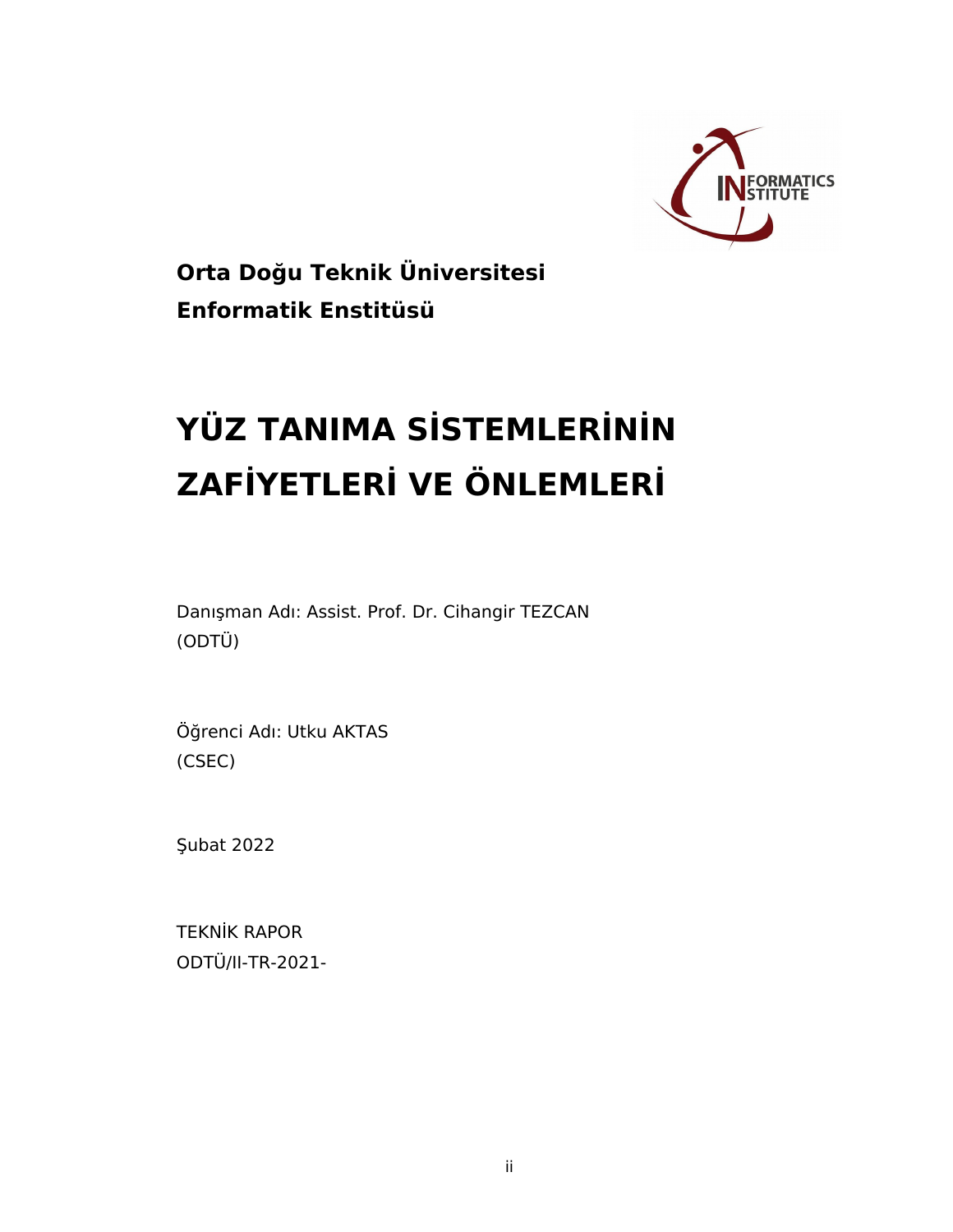**Orta Doğu Teknik Üniversitesi**

**Enformatik Enstitüsü**

# YÜZ TANIMA SİSTEMLERİNİN ZAFİYETLERİ VE ÖNLEMLERİ

Danışman Adı: Assist. Prof. Dr. Cihangir TEZCAN
(ODTÜ)

Öğrenci Adı: Utku AKTAS
(CSEC)

Şubat 2022

TEKNİK RAPOR
ODTÜ/II-TR-2021-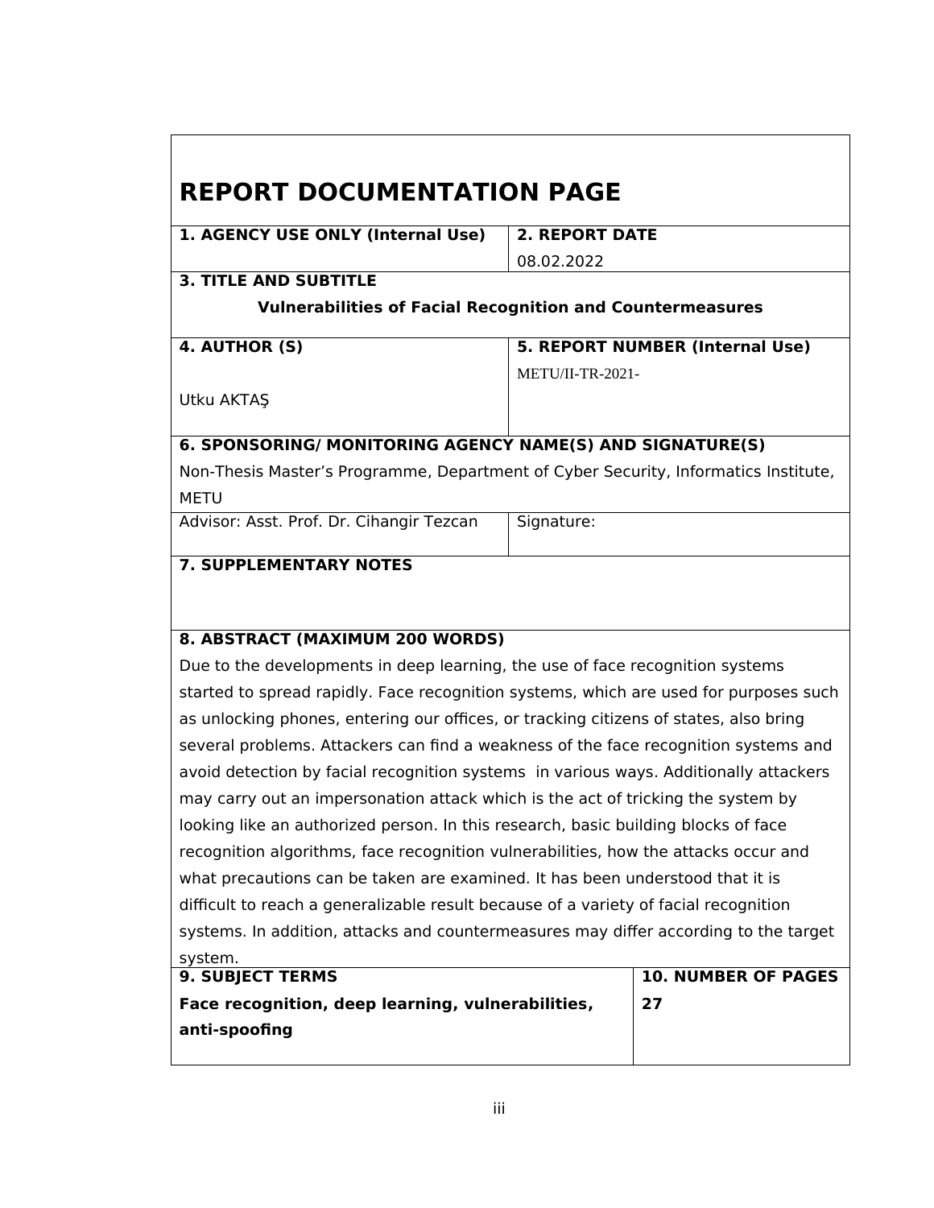# REPORT DOCUMENTATION PAGE

| **1. AGENCY USE ONLY (Internal Use)** | **2. REPORT DATE** |
|---|---|
| | 08.02.2022 |

**3. TITLE AND SUBTITLE**

**Vulnerabilities of Facial Recognition and Countermeasures**

| **4. AUTHOR (S)** | **5. REPORT NUMBER (Internal Use)** |
|---|---|
| Utku AKTAŞ | METU/II-TR-2021- |

**6. SPONSORING/ MONITORING AGENCY NAME(S) AND SIGNATURE(S)**

Non-Thesis Master's Programme, Department of Cyber Security, Informatics Institute, METU

| Advisor: Asst. Prof. Dr. Cihangir Tezcan | Signature: |
|---|---|

**7. SUPPLEMENTARY NOTES**

**8. ABSTRACT (MAXIMUM 200 WORDS)**

Due to the developments in deep learning, the use of face recognition systems started to spread rapidly. Face recognition systems, which are used for purposes such as unlocking phones, entering our offices, or tracking citizens of states, also bring several problems. Attackers can find a weakness of the face recognition systems and avoid detection by facial recognition systems in various ways. Additionally attackers may carry out an impersonation attack which is the act of tricking the system by looking like an authorized person. In this research, basic building blocks of face recognition algorithms, face recognition vulnerabilities, how the attacks occur and what precautions can be taken are examined. It has been understood that it is difficult to reach a generalizable result because of a variety of facial recognition systems. In addition, attacks and countermeasures may differ according to the target system.

| **9. SUBJECT TERMS** | **10. NUMBER OF PAGES** |
|---|---|
| **Face recognition, deep learning, vulnerabilities, anti-spoofing** | **27** |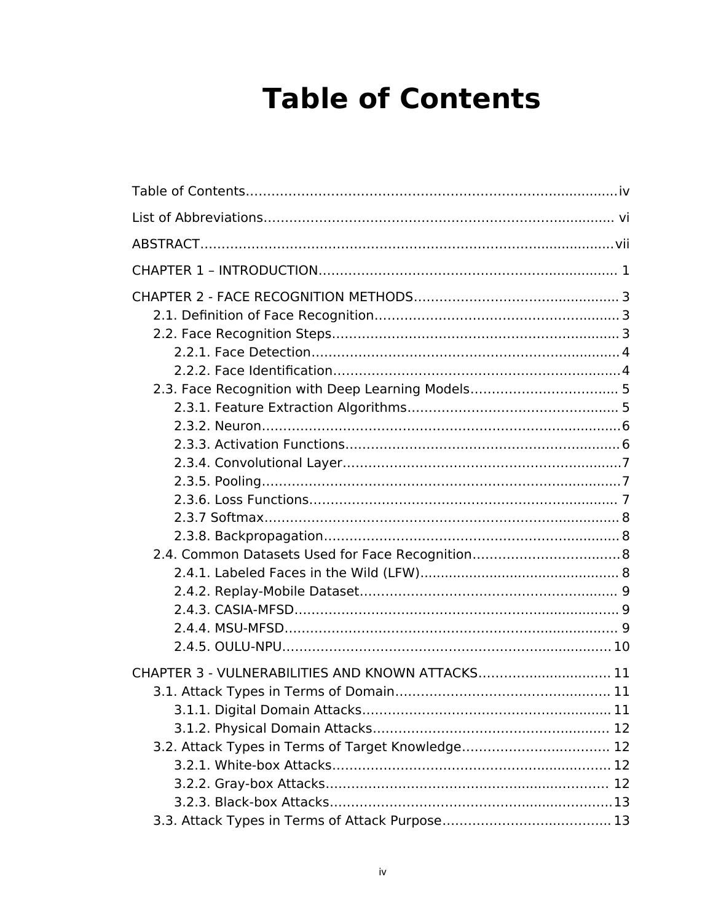# Table of Contents

Table of Contents........................................................................................iv

List of Abbreviations.................................................................................. vi

ABSTRACT.................................................................................................vii

CHAPTER 1 – INTRODUCTION...................................................................... 1

CHAPTER 2 - FACE RECOGNITION METHODS................................................ 3

- 2.1. Definition of Face Recognition.......................................................... 3
- 2.2. Face Recognition Steps................................................................... 3
  - 2.2.1. Face Detection........................................................................ 4
  - 2.2.2. Face Identification................................................................... 4
- 2.3. Face Recognition with Deep Learning Models.................................. 5
  - 2.3.1. Feature Extraction Algorithms................................................. 5
  - 2.3.2. Neuron.................................................................................... 6
  - 2.3.3. Activation Functions................................................................ 6
  - 2.3.4. Convolutional Layer................................................................. 7
  - 2.3.5. Pooling.................................................................................... 7
  - 2.3.6. Loss Functions........................................................................ 7
  - 2.3.7 Softmax................................................................................... 8
  - 2.3.8. Backpropagation..................................................................... 8
- 2.4. Common Datasets Used for Face Recognition.................................. 8
  - 2.4.1. Labeled Faces in the Wild (LFW)............................................... 8
  - 2.4.2. Replay-Mobile Dataset............................................................ 9
  - 2.4.3. CASIA-MFSD........................................................................... 9
  - 2.4.4. MSU-MFSD............................................................................. 9
  - 2.4.5. OULU-NPU............................................................................. 10

CHAPTER 3 - VULNERABILITIES AND KNOWN ATTACKS............................... 11

- 3.1. Attack Types in Terms of Domain................................................... 11
  - 3.1.1. Digital Domain Attacks.......................................................... 11
  - 3.1.2. Physical Domain Attacks........................................................ 12
- 3.2. Attack Types in Terms of Target Knowledge.................................. 12
  - 3.2.1. White-box Attacks................................................................. 12
  - 3.2.2. Gray-box Attacks................................................................... 12
  - 3.2.3. Black-box Attacks.................................................................. 13
- 3.3. Attack Types in Terms of Attack Purpose....................................... 13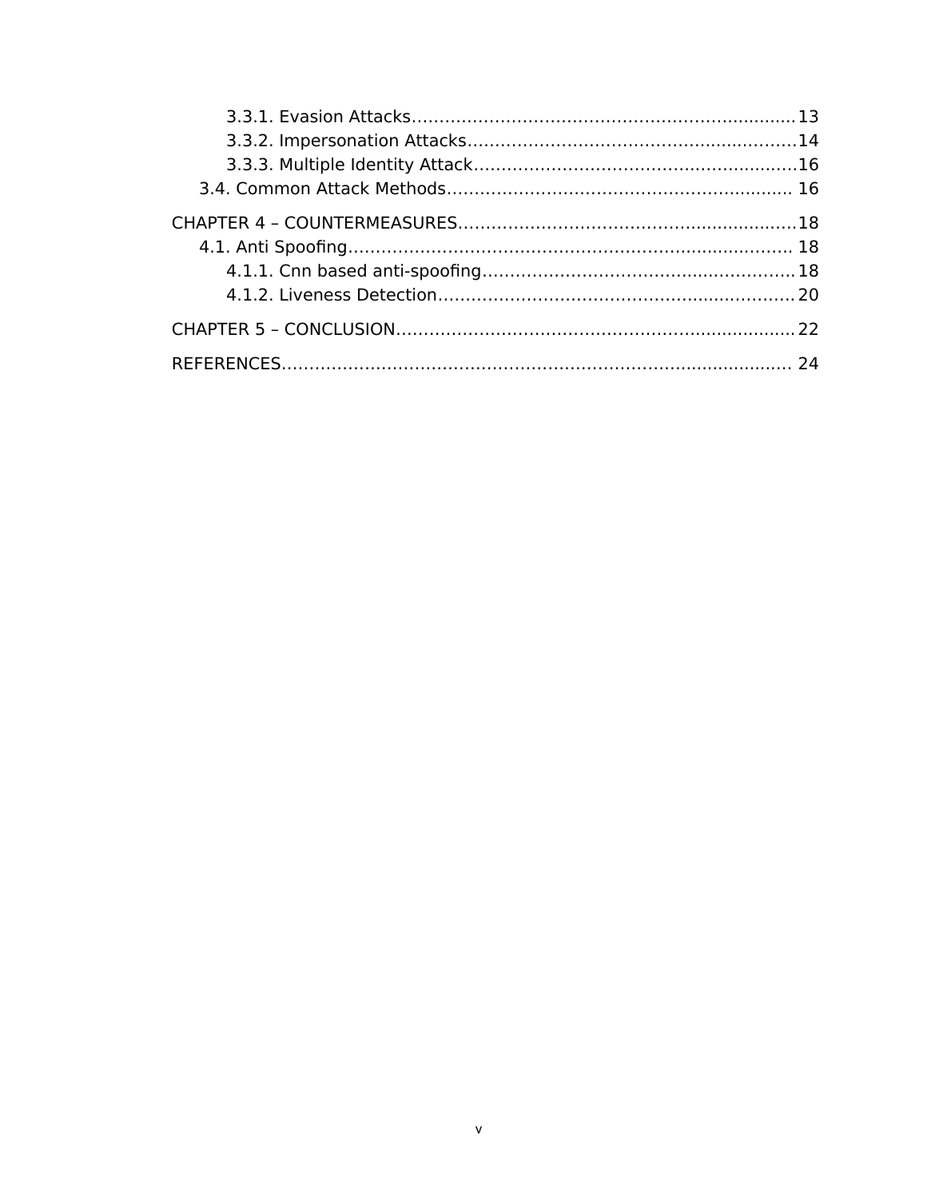3.3.1. Evasion Attacks........................................................................13
3.3.2. Impersonation Attacks...............................................................14
3.3.3. Multiple Identity Attack.............................................................16
3.4. Common Attack Methods................................................................ 16

CHAPTER 4 – COUNTERMEASURES................................................................18
4.1. Anti Spoofing.................................................................................. 18
4.1.1. Cnn based anti-spoofing.........................................................18
4.1.2. Liveness Detection..................................................................20

CHAPTER 5 – CONCLUSION..........................................................................22

REFERENCES............................................................................................ 24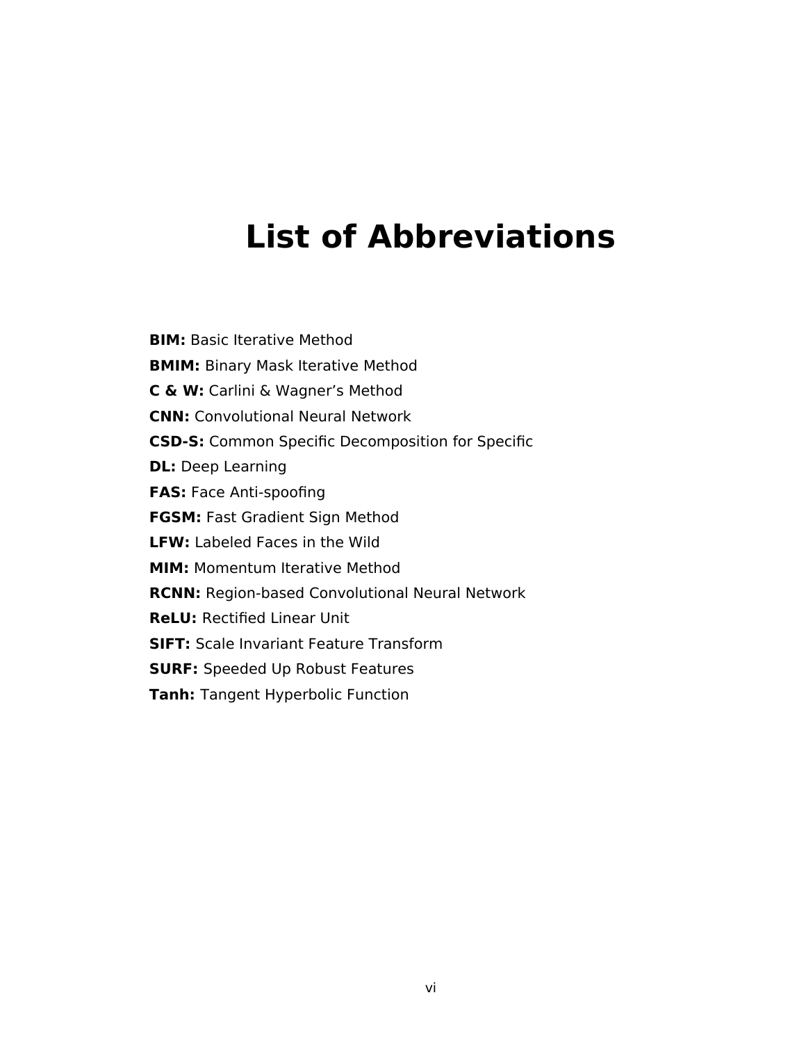# List of Abbreviations

**BIM:** Basic Iterative Method

**BMIM:** Binary Mask Iterative Method

**C & W:** Carlini & Wagner's Method

**CNN:** Convolutional Neural Network

**CSD-S:** Common Specific Decomposition for Specific

**DL:** Deep Learning

**FAS:** Face Anti-spoofing

**FGSM:** Fast Gradient Sign Method

**LFW:** Labeled Faces in the Wild

**MIM:** Momentum Iterative Method

**RCNN:** Region-based Convolutional Neural Network

**ReLU:** Rectified Linear Unit

**SIFT:** Scale Invariant Feature Transform

**SURF:** Speeded Up Robust Features

**Tanh:** Tangent Hyperbolic Function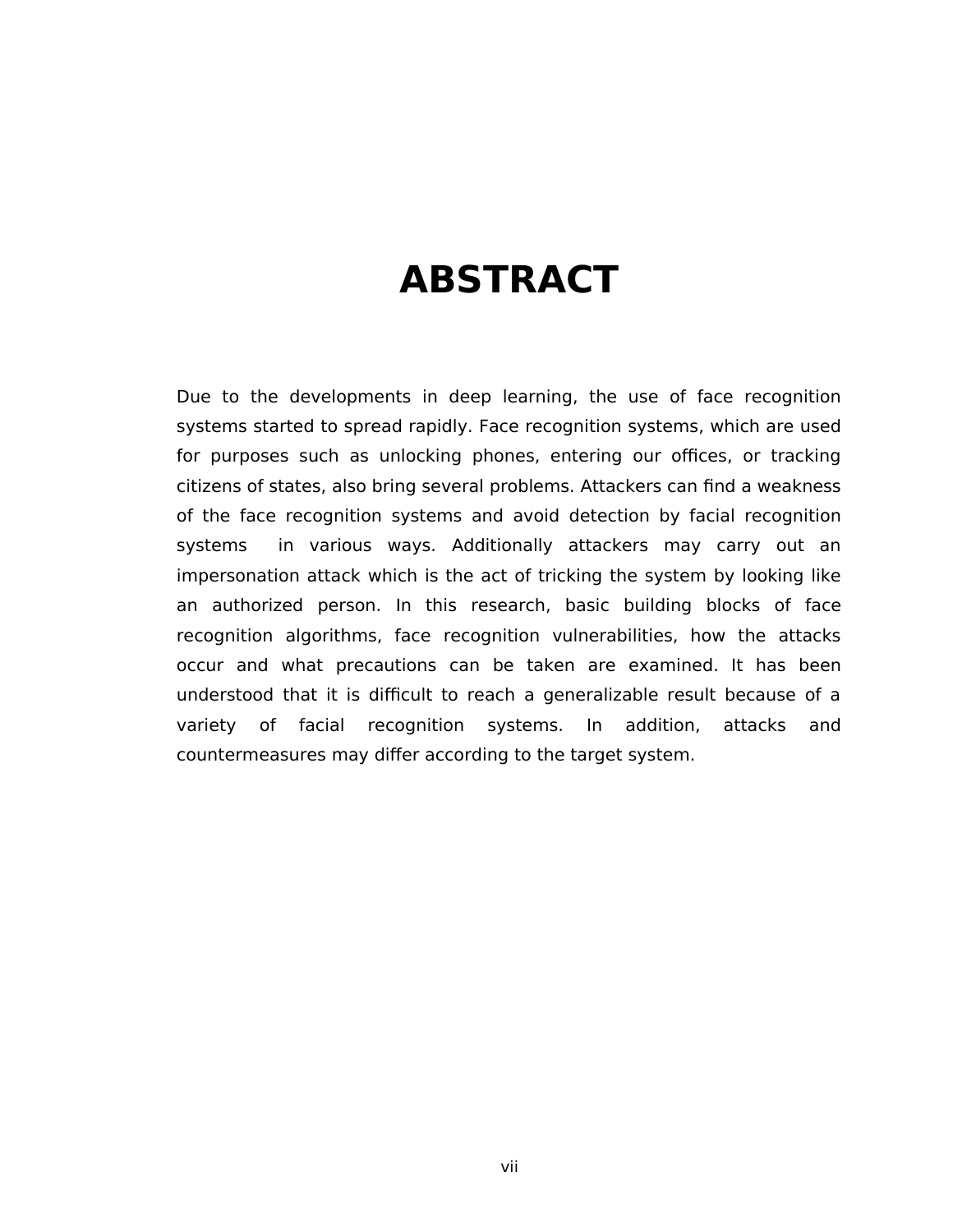# ABSTRACT

Due to the developments in deep learning, the use of face recognition systems started to spread rapidly. Face recognition systems, which are used for purposes such as unlocking phones, entering our offices, or tracking citizens of states, also bring several problems. Attackers can find a weakness of the face recognition systems and avoid detection by facial recognition systems in various ways. Additionally attackers may carry out an impersonation attack which is the act of tricking the system by looking like an authorized person. In this research, basic building blocks of face recognition algorithms, face recognition vulnerabilities, how the attacks occur and what precautions can be taken are examined. It has been understood that it is difficult to reach a generalizable result because of a variety of facial recognition systems. In addition, attacks and countermeasures may differ according to the target system.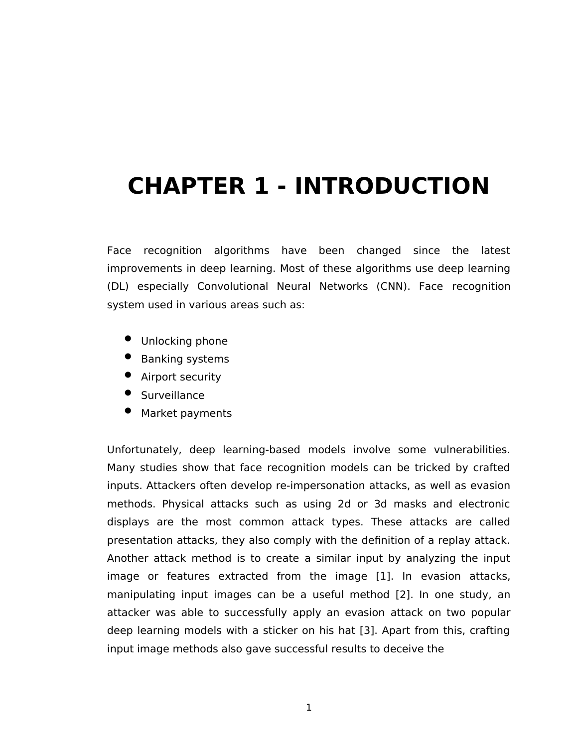# CHAPTER 1 - INTRODUCTION

Face recognition algorithms have been changed since the latest improvements in deep learning. Most of these algorithms use deep learning (DL) especially Convolutional Neural Networks (CNN). Face recognition system used in various areas such as:

- Unlocking phone
- Banking systems
- Airport security
- Surveillance
- Market payments

Unfortunately, deep learning-based models involve some vulnerabilities. Many studies show that face recognition models can be tricked by crafted inputs. Attackers often develop re-impersonation attacks, as well as evasion methods. Physical attacks such as using 2d or 3d masks and electronic displays are the most common attack types. These attacks are called presentation attacks, they also comply with the definition of a replay attack. Another attack method is to create a similar input by analyzing the input image or features extracted from the image [1]. In evasion attacks, manipulating input images can be a useful method [2]. In one study, an attacker was able to successfully apply an evasion attack on two popular deep learning models with a sticker on his hat [3]. Apart from this, crafting input image methods also gave successful results to deceive the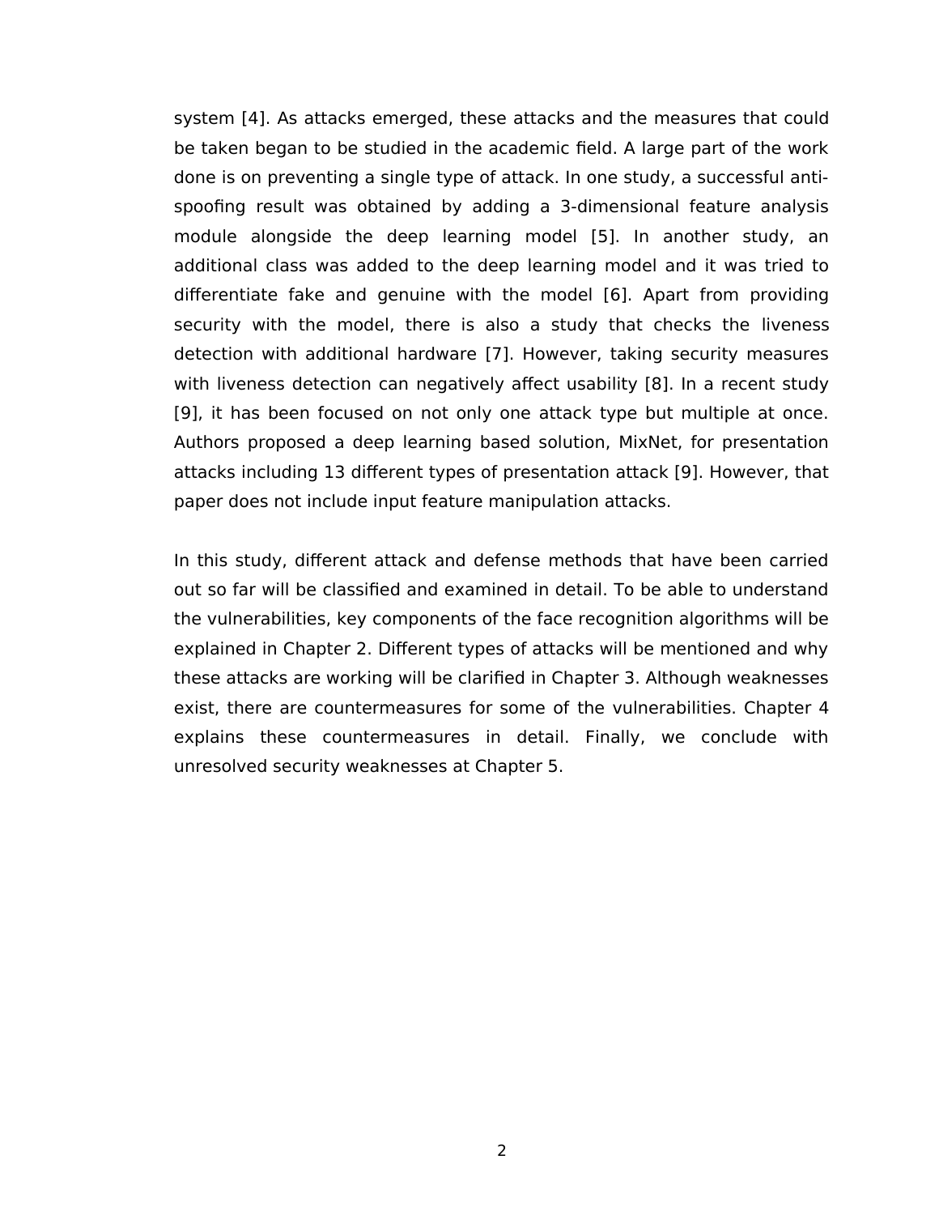system [4]. As attacks emerged, these attacks and the measures that could be taken began to be studied in the academic field. A large part of the work done is on preventing a single type of attack. In one study, a successful anti-spoofing result was obtained by adding a 3-dimensional feature analysis module alongside the deep learning model [5]. In another study, an additional class was added to the deep learning model and it was tried to differentiate fake and genuine with the model [6]. Apart from providing security with the model, there is also a study that checks the liveness detection with additional hardware [7]. However, taking security measures with liveness detection can negatively affect usability [8]. In a recent study [9], it has been focused on not only one attack type but multiple at once. Authors proposed a deep learning based solution, MixNet, for presentation attacks including 13 different types of presentation attack [9]. However, that paper does not include input feature manipulation attacks.

In this study, different attack and defense methods that have been carried out so far will be classified and examined in detail. To be able to understand the vulnerabilities, key components of the face recognition algorithms will be explained in Chapter 2. Different types of attacks will be mentioned and why these attacks are working will be clarified in Chapter 3. Although weaknesses exist, there are countermeasures for some of the vulnerabilities. Chapter 4 explains these countermeasures in detail. Finally, we conclude with unresolved security weaknesses at Chapter 5.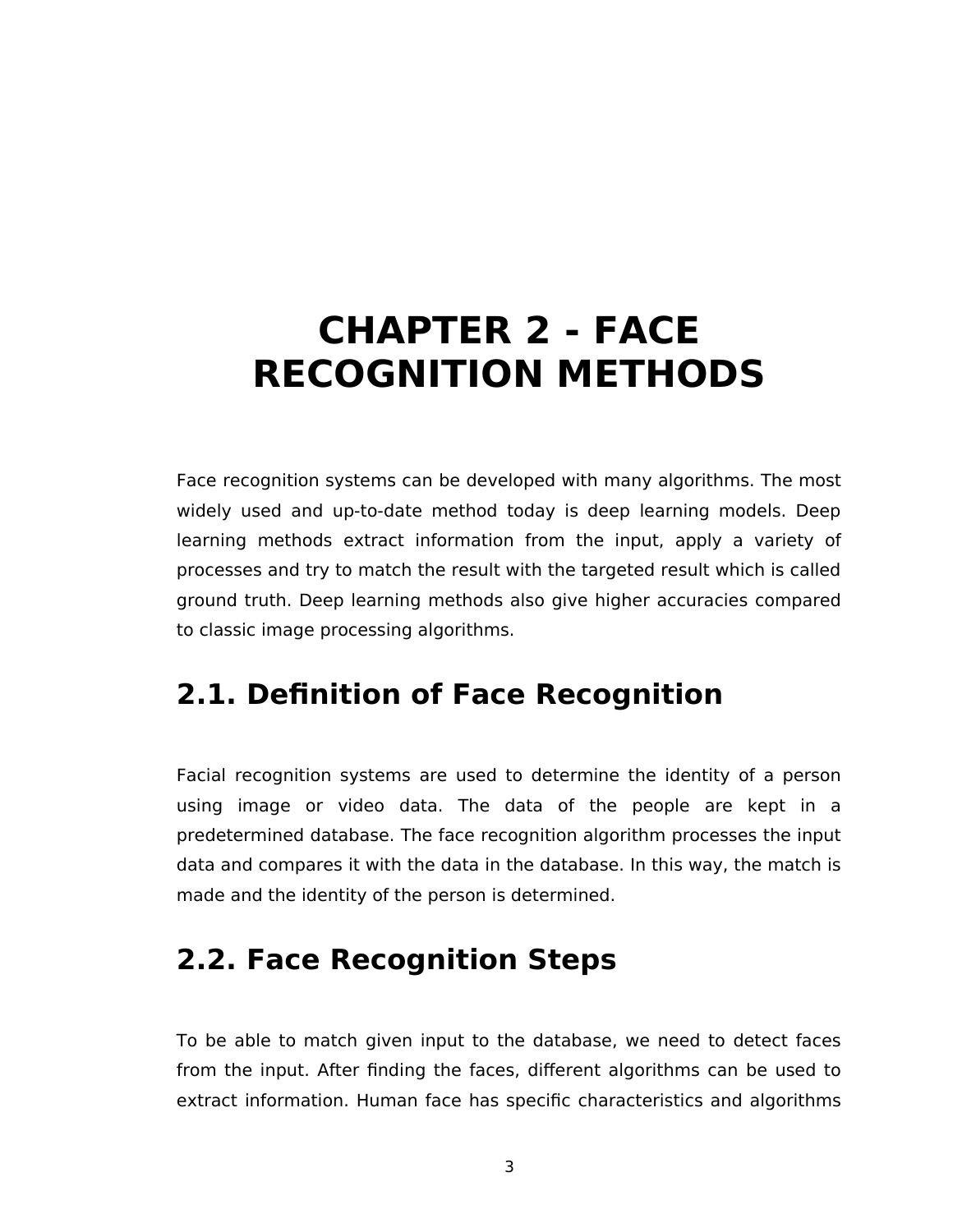# CHAPTER 2 - FACE RECOGNITION METHODS

Face recognition systems can be developed with many algorithms. The most widely used and up-to-date method today is deep learning models. Deep learning methods extract information from the input, apply a variety of processes and try to match the result with the targeted result which is called ground truth. Deep learning methods also give higher accuracies compared to classic image processing algorithms.

## 2.1. Definition of Face Recognition

Facial recognition systems are used to determine the identity of a person using image or video data. The data of the people are kept in a predetermined database. The face recognition algorithm processes the input data and compares it with the data in the database. In this way, the match is made and the identity of the person is determined.

## 2.2. Face Recognition Steps

To be able to match given input to the database, we need to detect faces from the input. After finding the faces, different algorithms can be used to extract information. Human face has specific characteristics and algorithms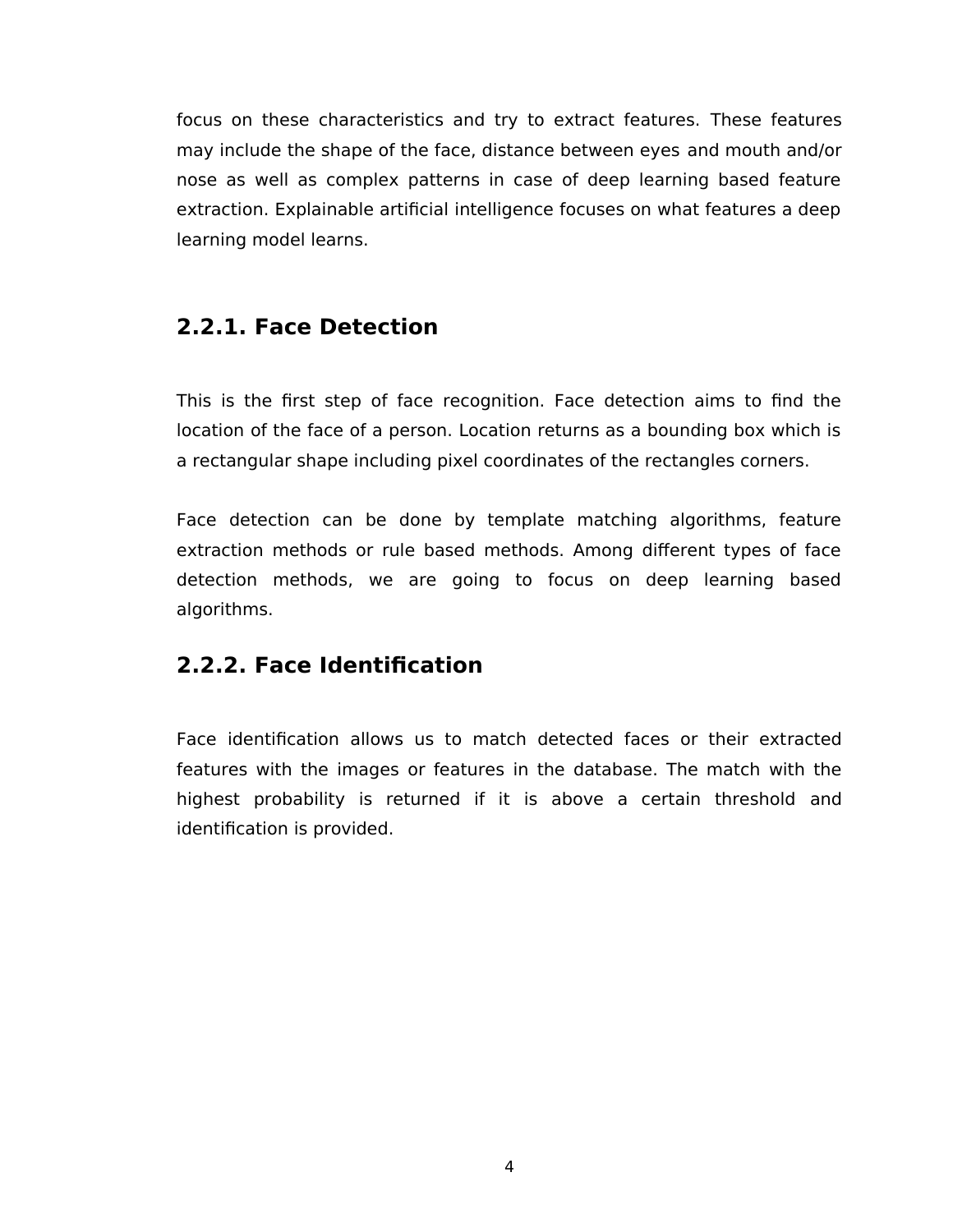focus on these characteristics and try to extract features. These features may include the shape of the face, distance between eyes and mouth and/or nose as well as complex patterns in case of deep learning based feature extraction. Explainable artificial intelligence focuses on what features a deep learning model learns.

### 2.2.1. Face Detection

This is the first step of face recognition. Face detection aims to find the location of the face of a person. Location returns as a bounding box which is a rectangular shape including pixel coordinates of the rectangles corners.

Face detection can be done by template matching algorithms, feature extraction methods or rule based methods. Among different types of face detection methods, we are going to focus on deep learning based algorithms.

### 2.2.2. Face Identification

Face identification allows us to match detected faces or their extracted features with the images or features in the database. The match with the highest probability is returned if it is above a certain threshold and identification is provided.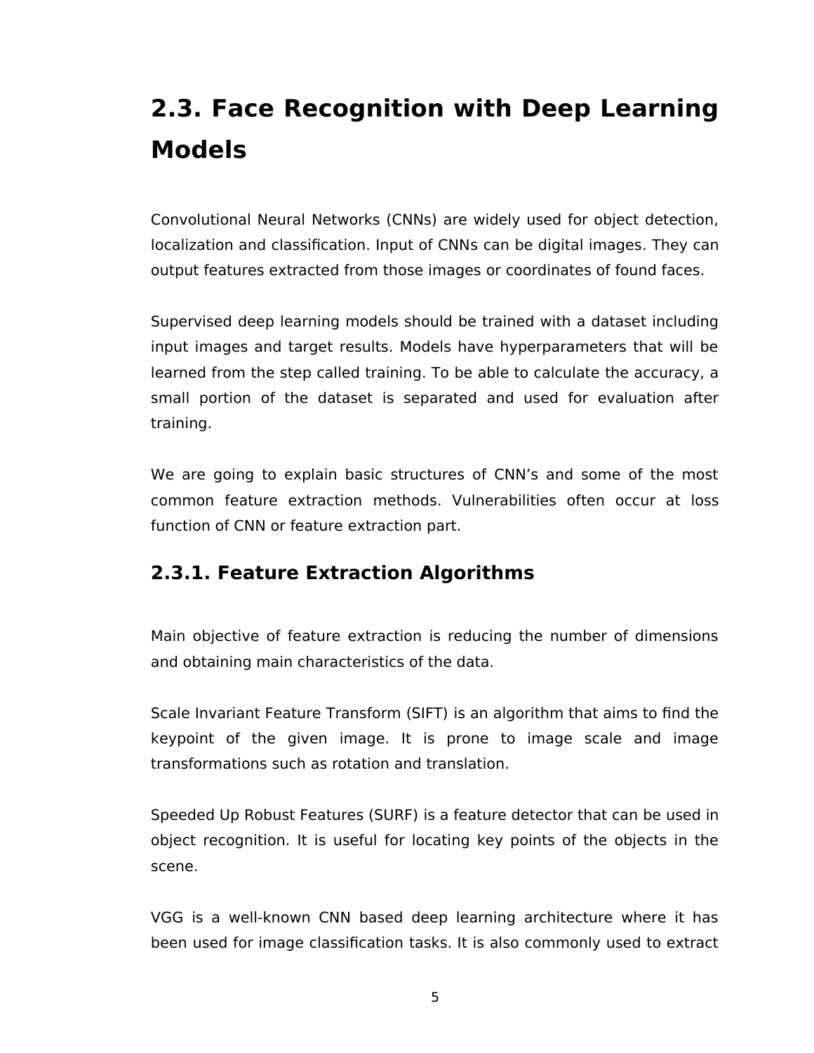## 2.3. Face Recognition with Deep Learning Models

Convolutional Neural Networks (CNNs) are widely used for object detection, localization and classification. Input of CNNs can be digital images. They can output features extracted from those images or coordinates of found faces.

Supervised deep learning models should be trained with a dataset including input images and target results. Models have hyperparameters that will be learned from the step called training. To be able to calculate the accuracy, a small portion of the dataset is separated and used for evaluation after training.

We are going to explain basic structures of CNN’s and some of the most common feature extraction methods. Vulnerabilities often occur at loss function of CNN or feature extraction part.

### 2.3.1. Feature Extraction Algorithms

Main objective of feature extraction is reducing the number of dimensions and obtaining main characteristics of the data.

Scale Invariant Feature Transform (SIFT) is an algorithm that aims to find the keypoint of the given image. It is prone to image scale and image transformations such as rotation and translation.

Speeded Up Robust Features (SURF) is a feature detector that can be used in object recognition. It is useful for locating key points of the objects in the scene.

VGG is a well-known CNN based deep learning architecture where it has been used for image classification tasks. It is also commonly used to extract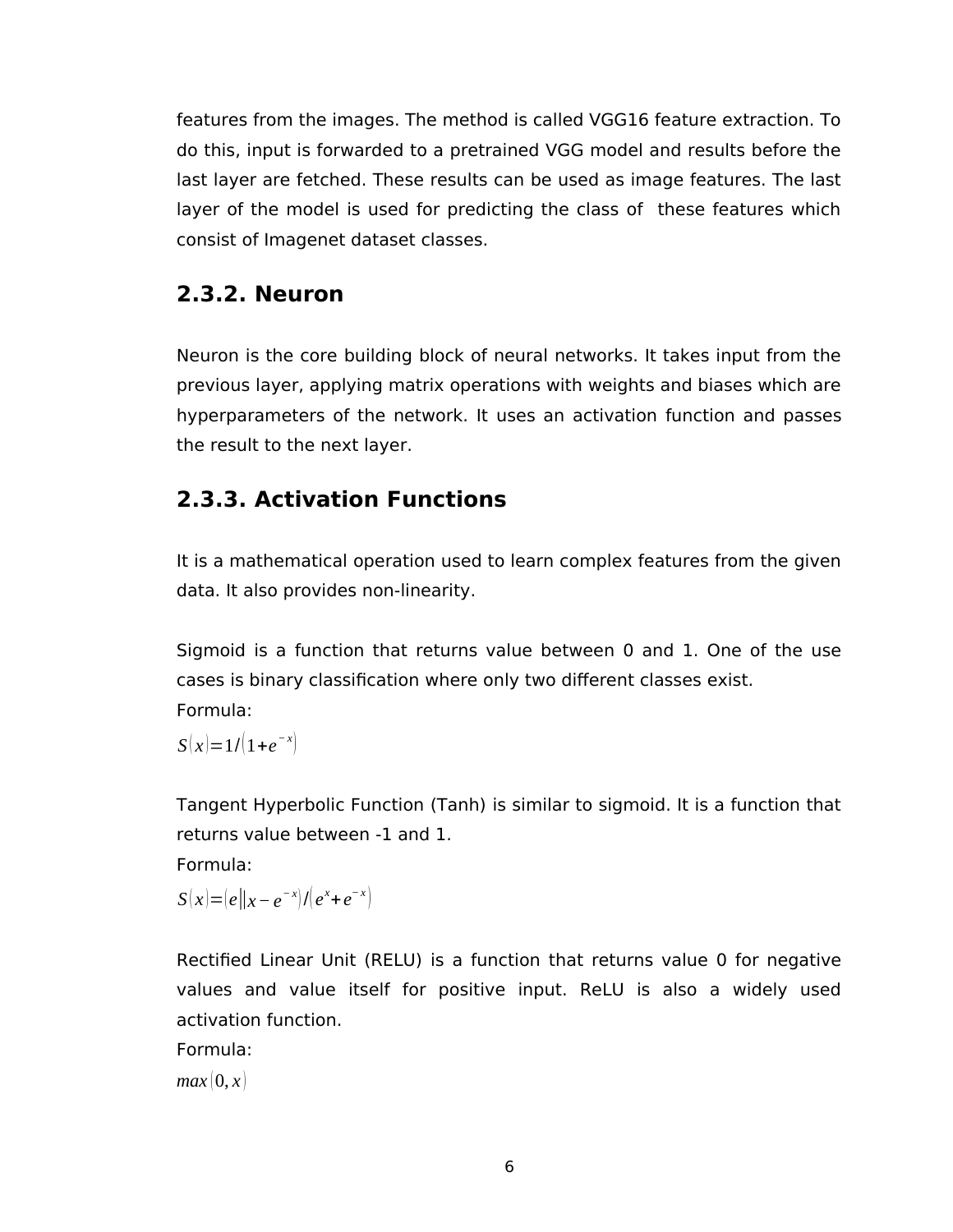features from the images. The method is called VGG16 feature extraction. To do this, input is forwarded to a pretrained VGG model and results before the last layer are fetched. These results can be used as image features. The last layer of the model is used for predicting the class of  these features which consist of Imagenet dataset classes.

### 2.3.2. Neuron

Neuron is the core building block of neural networks. It takes input from the previous layer, applying matrix operations with weights and biases which are hyperparameters of the network. It uses an activation function and passes the result to the next layer.

### 2.3.3. Activation Functions

It is a mathematical operation used to learn complex features from the given data. It also provides non-linearity.

Sigmoid is a function that returns value between 0 and 1. One of the use cases is binary classification where only two different classes exist.

Formula:

$S(x) = 1/(1 + e^{-x})$

Tangent Hyperbolic Function (Tanh) is similar to sigmoid. It is a function that returns value between -1 and 1.

Formula:

$S(x) = (e||x - e^{-x})/(e^{x} + e^{-x})$

Rectified Linear Unit (RELU) is a function that returns value 0 for negative values and value itself for positive input. ReLU is also a widely used activation function.

Formula:

$max(0, x)$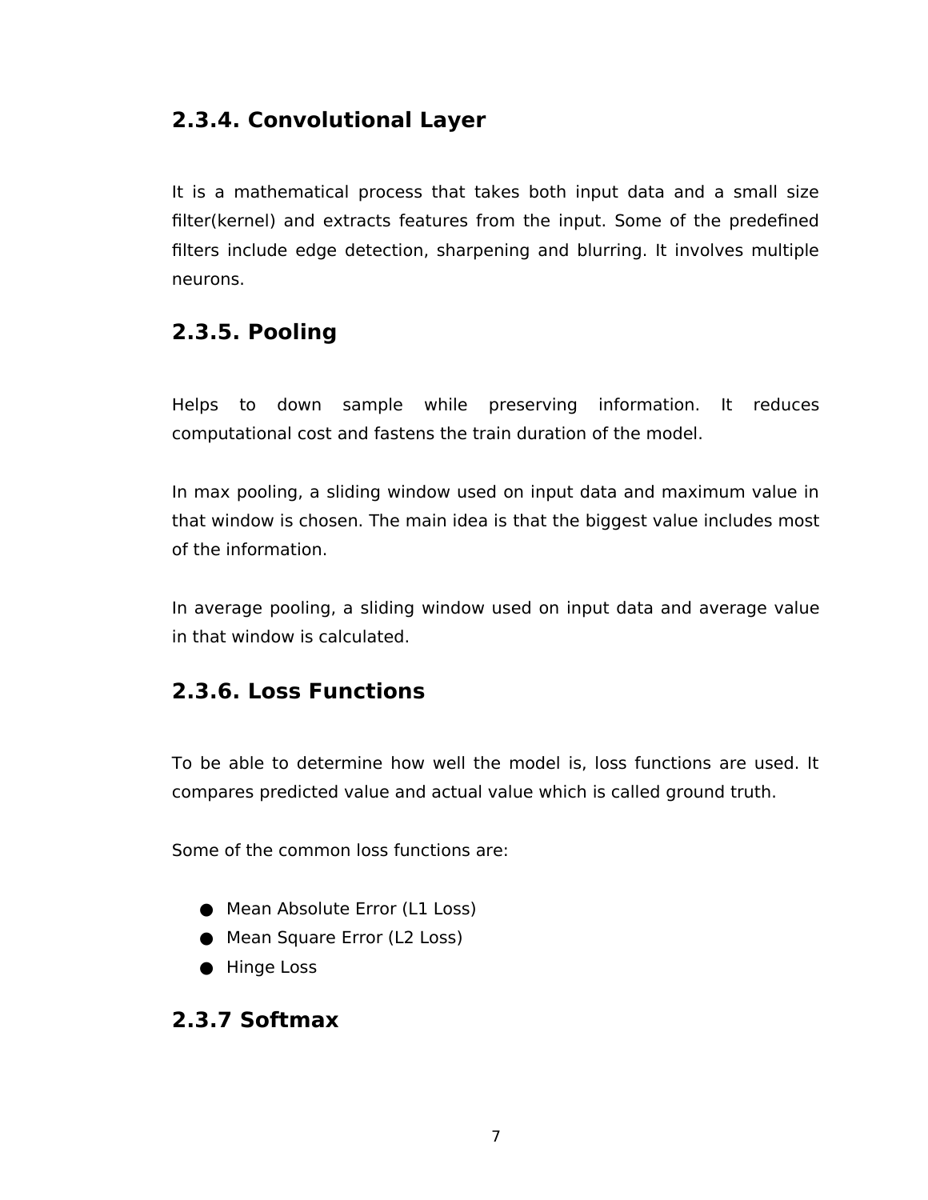### 2.3.4. Convolutional Layer

It is a mathematical process that takes both input data and a small size filter(kernel) and extracts features from the input. Some of the predefined filters include edge detection, sharpening and blurring. It involves multiple neurons.

### 2.3.5. Pooling

Helps to down sample while preserving information. It reduces computational cost and fastens the train duration of the model.

In max pooling, a sliding window used on input data and maximum value in that window is chosen. The main idea is that the biggest value includes most of the information.

In average pooling, a sliding window used on input data and average value in that window is calculated.

### 2.3.6. Loss Functions

To be able to determine how well the model is, loss functions are used. It compares predicted value and actual value which is called ground truth.

Some of the common loss functions are:

- Mean Absolute Error (L1 Loss)
- Mean Square Error (L2 Loss)
- Hinge Loss

### 2.3.7 Softmax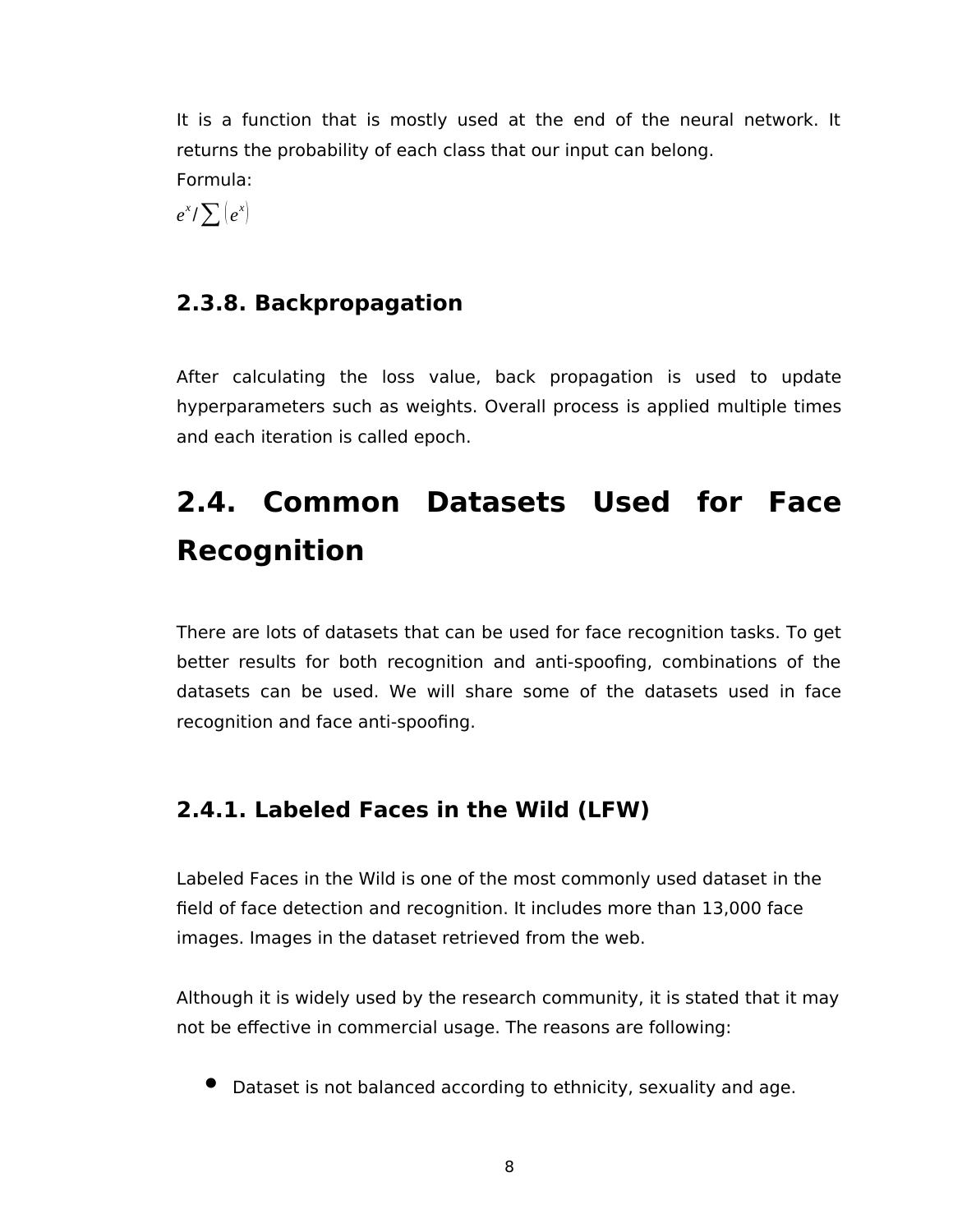It is a function that is mostly used at the end of the neural network. It returns the probability of each class that our input can belong.

Formula:

$e^x / \sum \left( e^x \right)$

### 2.3.8. Backpropagation

After calculating the loss value, back propagation is used to update hyperparameters such as weights. Overall process is applied multiple times and each iteration is called epoch.

## 2.4. Common Datasets Used for Face Recognition

There are lots of datasets that can be used for face recognition tasks. To get better results for both recognition and anti-spoofing, combinations of the datasets can be used. We will share some of the datasets used in face recognition and face anti-spoofing.

### 2.4.1. Labeled Faces in the Wild (LFW)

Labeled Faces in the Wild is one of the most commonly used dataset in the field of face detection and recognition. It includes more than 13,000 face images. Images in the dataset retrieved from the web.

Although it is widely used by the research community, it is stated that it may not be effective in commercial usage. The reasons are following:

- Dataset is not balanced according to ethnicity, sexuality and age.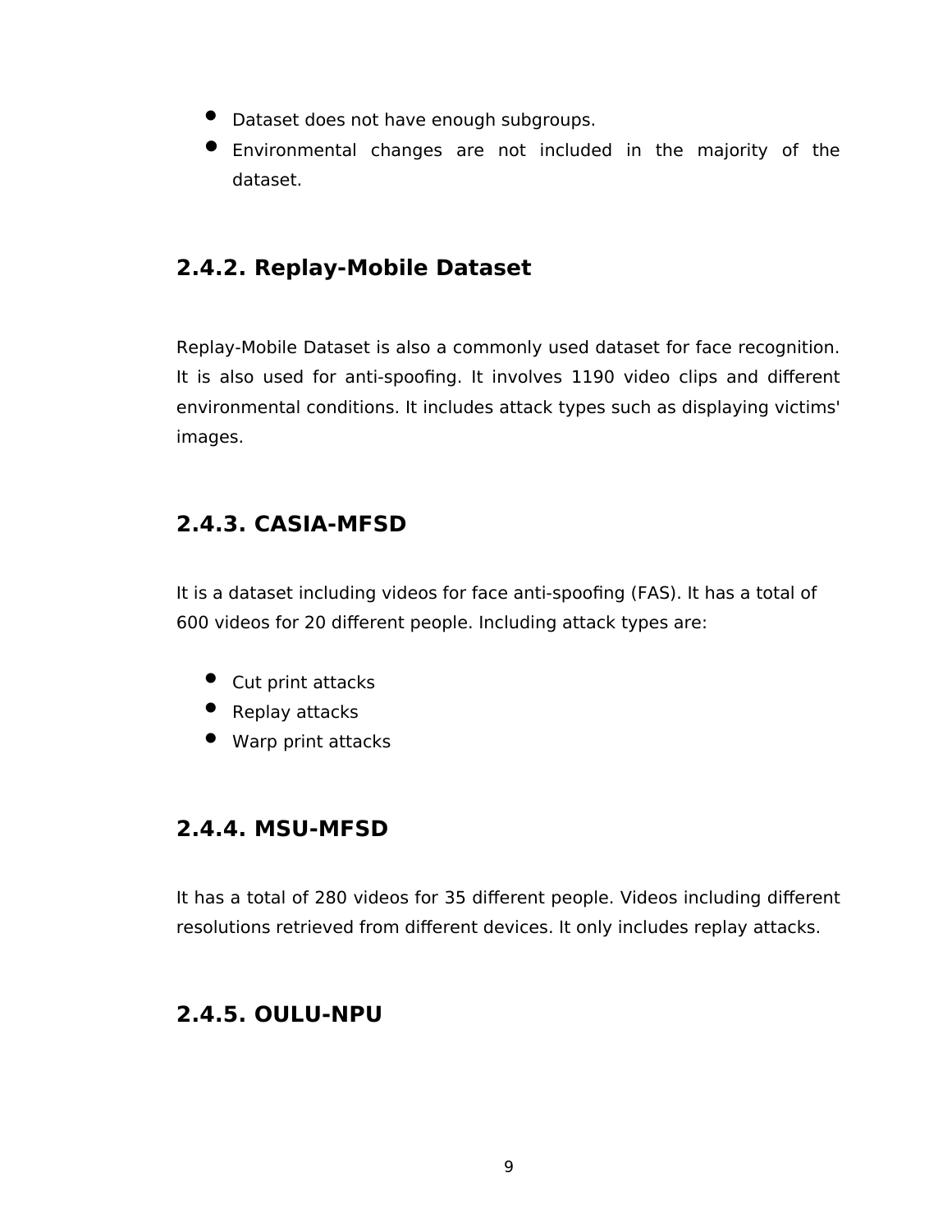- Dataset does not have enough subgroups.
- Environmental changes are not included in the majority of the dataset.

### 2.4.2. Replay-Mobile Dataset

Replay-Mobile Dataset is also a commonly used dataset for face recognition. It is also used for anti-spoofing. It involves 1190 video clips and different environmental conditions. It includes attack types such as displaying victims' images.

### 2.4.3. CASIA-MFSD

It is a dataset including videos for face anti-spoofing (FAS). It has a total of 600 videos for 20 different people. Including attack types are:

- Cut print attacks
- Replay attacks
- Warp print attacks

### 2.4.4. MSU-MFSD

It has a total of 280 videos for 35 different people. Videos including different resolutions retrieved from different devices. It only includes replay attacks.

### 2.4.5. OULU-NPU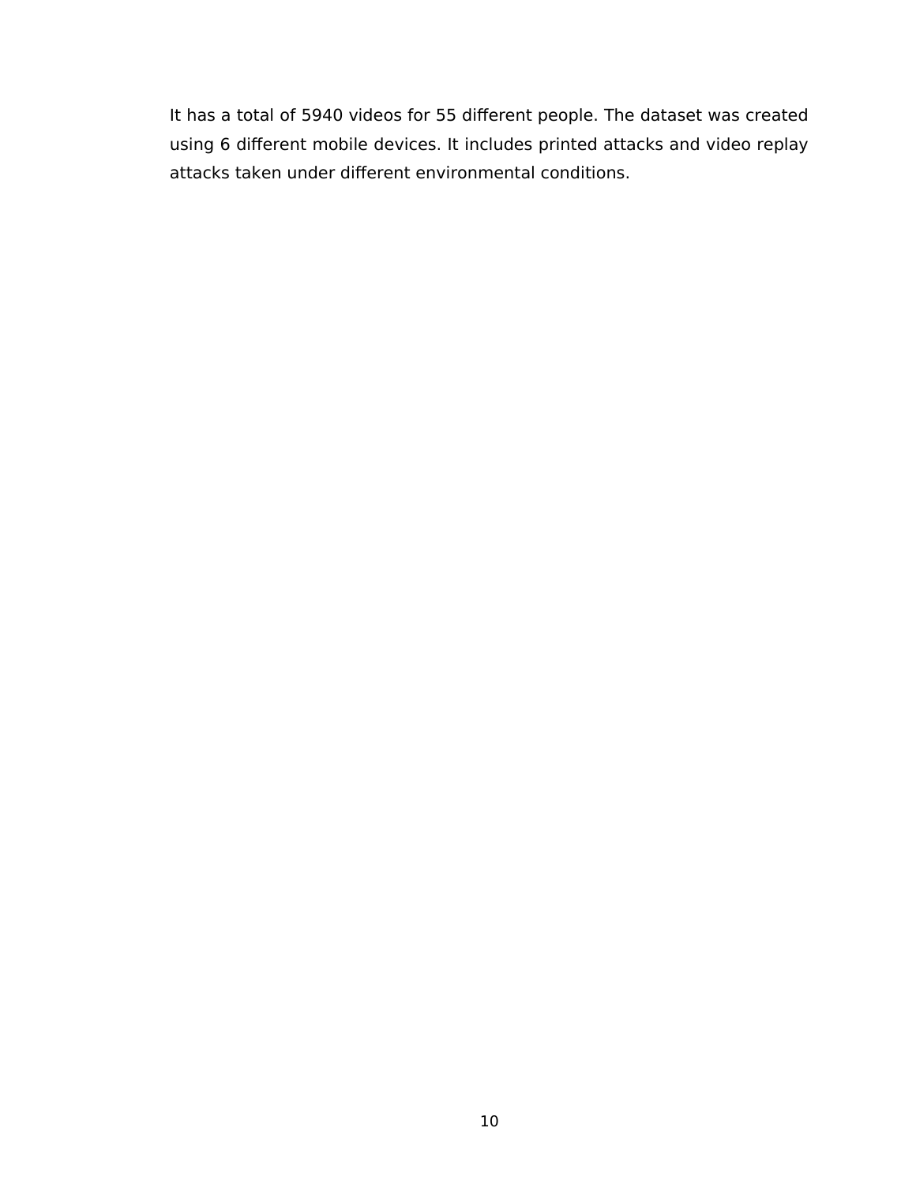It has a total of 5940 videos for 55 different people. The dataset was created using 6 different mobile devices. It includes printed attacks and video replay attacks taken under different environmental conditions.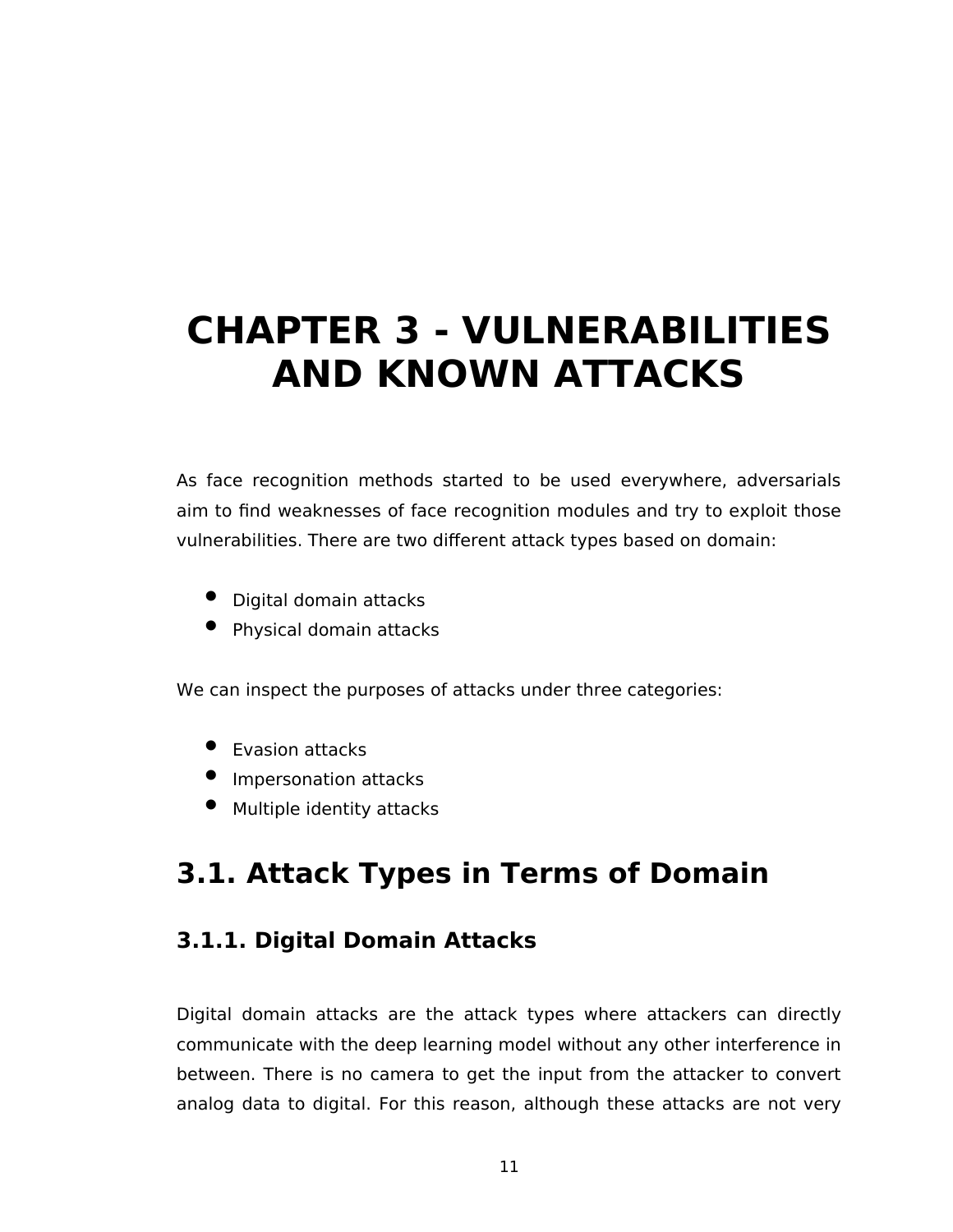# CHAPTER 3 - VULNERABILITIES AND KNOWN ATTACKS

As face recognition methods started to be used everywhere, adversarials aim to find weaknesses of face recognition modules and try to exploit those vulnerabilities. There are two different attack types based on domain:

- Digital domain attacks
- Physical domain attacks

We can inspect the purposes of attacks under three categories:

- Evasion attacks
- Impersonation attacks
- Multiple identity attacks

## 3.1. Attack Types in Terms of Domain

### 3.1.1. Digital Domain Attacks

Digital domain attacks are the attack types where attackers can directly communicate with the deep learning model without any other interference in between. There is no camera to get the input from the attacker to convert analog data to digital. For this reason, although these attacks are not very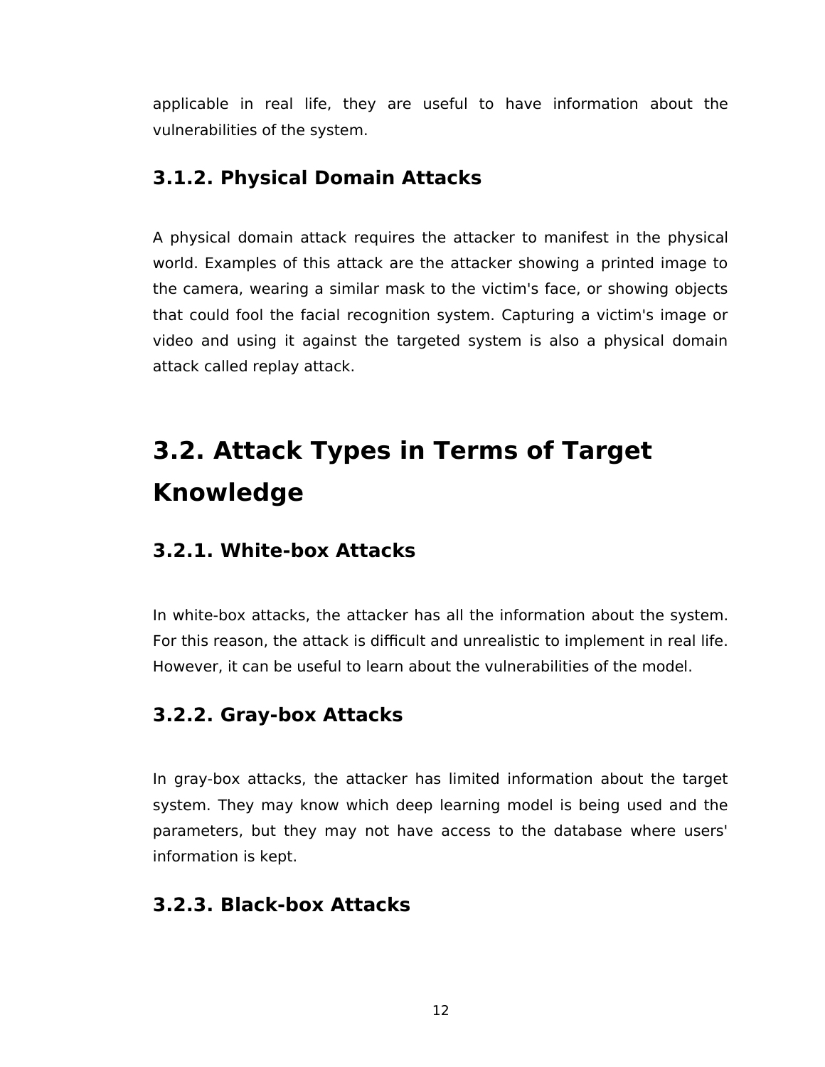applicable in real life, they are useful to have information about the vulnerabilities of the system.

### 3.1.2. Physical Domain Attacks

A physical domain attack requires the attacker to manifest in the physical world. Examples of this attack are the attacker showing a printed image to the camera, wearing a similar mask to the victim's face, or showing objects that could fool the facial recognition system. Capturing a victim's image or video and using it against the targeted system is also a physical domain attack called replay attack.

## 3.2. Attack Types in Terms of Target Knowledge

### 3.2.1. White-box Attacks

In white-box attacks, the attacker has all the information about the system. For this reason, the attack is difficult and unrealistic to implement in real life. However, it can be useful to learn about the vulnerabilities of the model.

### 3.2.2. Gray-box Attacks

In gray-box attacks, the attacker has limited information about the target system. They may know which deep learning model is being used and the parameters, but they may not have access to the database where users' information is kept.

### 3.2.3. Black-box Attacks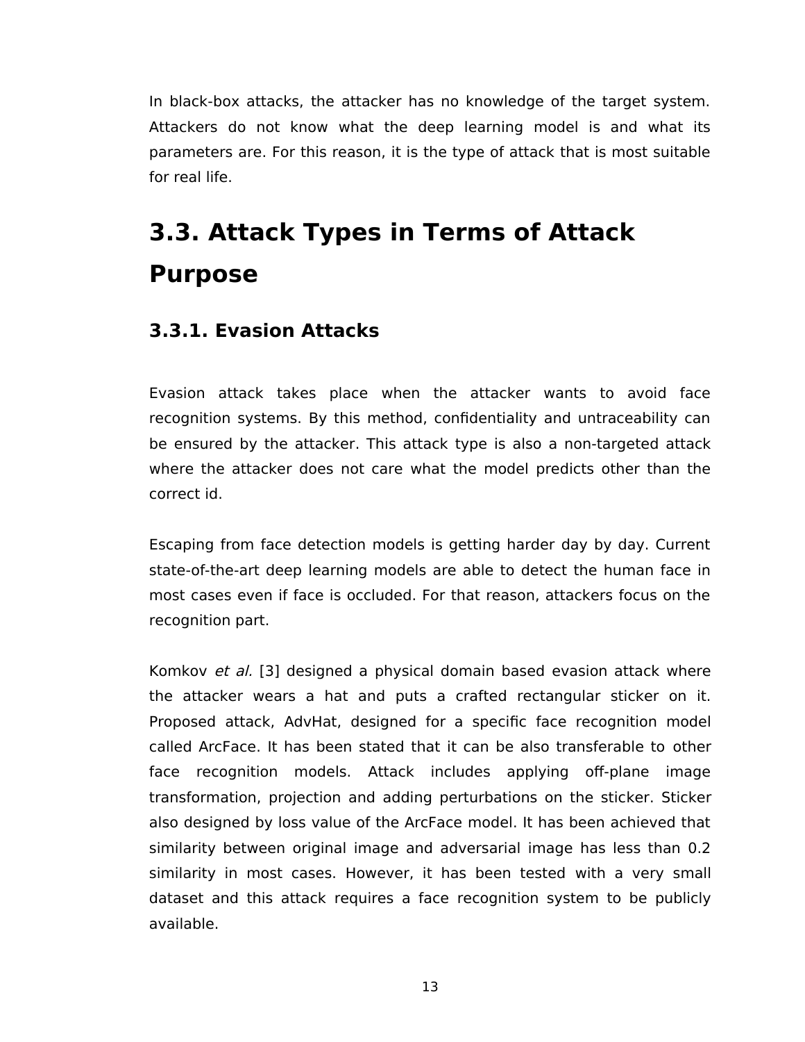In black-box attacks, the attacker has no knowledge of the target system. Attackers do not know what the deep learning model is and what its parameters are. For this reason, it is the type of attack that is most suitable for real life.

## 3.3. Attack Types in Terms of Attack Purpose

### 3.3.1. Evasion Attacks

Evasion attack takes place when the attacker wants to avoid face recognition systems. By this method, confidentiality and untraceability can be ensured by the attacker. This attack type is also a non-targeted attack where the attacker does not care what the model predicts other than the correct id.

Escaping from face detection models is getting harder day by day. Current state-of-the-art deep learning models are able to detect the human face in most cases even if face is occluded. For that reason, attackers focus on the recognition part.

Komkov *et al.* [3] designed a physical domain based evasion attack where the attacker wears a hat and puts a crafted rectangular sticker on it. Proposed attack, AdvHat, designed for a specific face recognition model called ArcFace. It has been stated that it can be also transferable to other face recognition models. Attack includes applying off-plane image transformation, projection and adding perturbations on the sticker. Sticker also designed by loss value of the ArcFace model. It has been achieved that similarity between original image and adversarial image has less than 0.2 similarity in most cases. However, it has been tested with a very small dataset and this attack requires a face recognition system to be publicly available.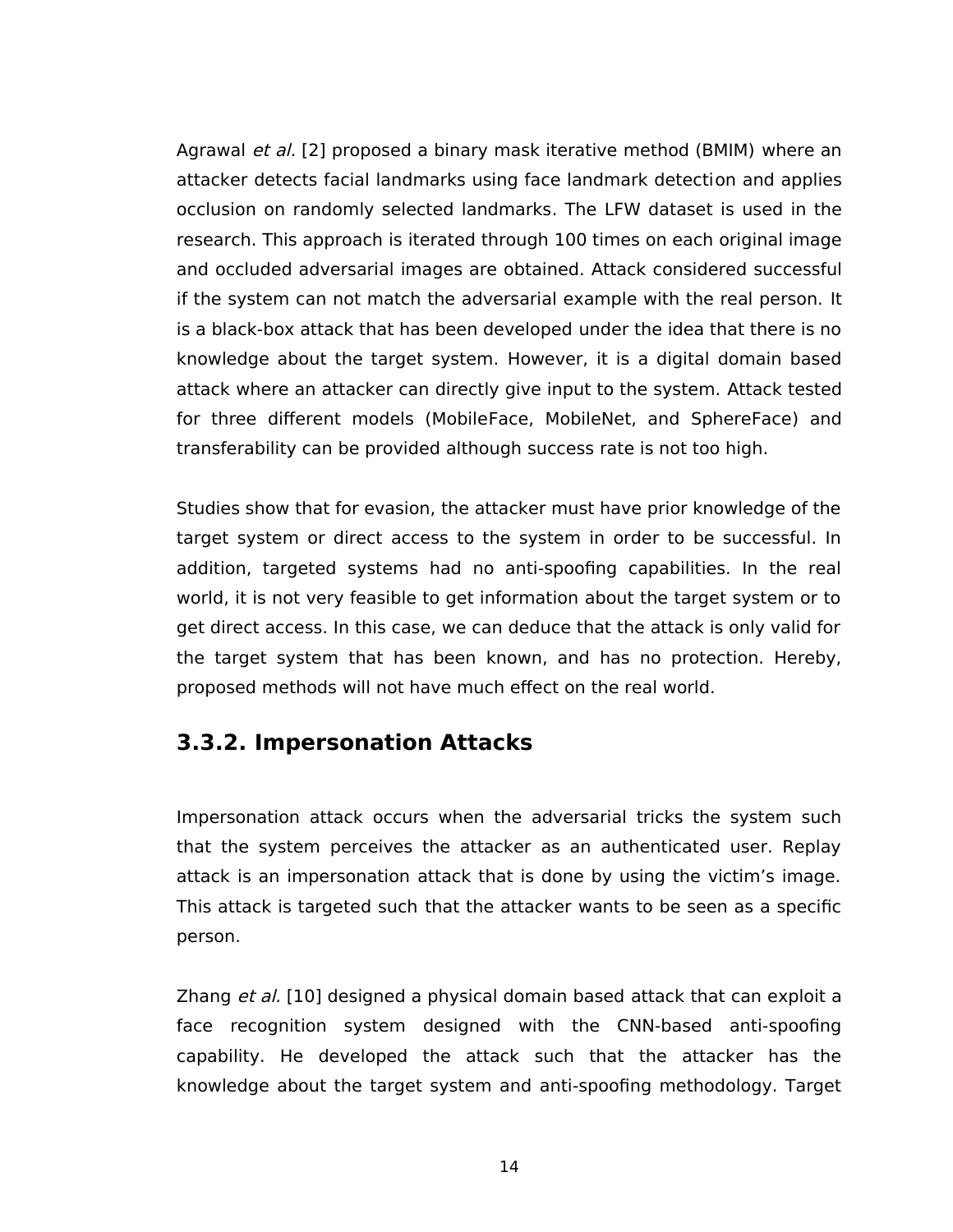Agrawal *et al.* [2] proposed a binary mask iterative method (BMIM) where an attacker detects facial landmarks using face landmark detection and applies occlusion on randomly selected landmarks. The LFW dataset is used in the research. This approach is iterated through 100 times on each original image and occluded adversarial images are obtained. Attack considered successful if the system can not match the adversarial example with the real person. It is a black-box attack that has been developed under the idea that there is no knowledge about the target system. However, it is a digital domain based attack where an attacker can directly give input to the system. Attack tested for three different models (MobileFace, MobileNet, and SphereFace) and transferability can be provided although success rate is not too high.

Studies show that for evasion, the attacker must have prior knowledge of the target system or direct access to the system in order to be successful. In addition, targeted systems had no anti-spoofing capabilities. In the real world, it is not very feasible to get information about the target system or to get direct access. In this case, we can deduce that the attack is only valid for the target system that has been known, and has no protection. Hereby, proposed methods will not have much effect on the real world.

### 3.3.2. Impersonation Attacks

Impersonation attack occurs when the adversarial tricks the system such that the system perceives the attacker as an authenticated user. Replay attack is an impersonation attack that is done by using the victim's image. This attack is targeted such that the attacker wants to be seen as a specific person.

Zhang *et al.* [10] designed a physical domain based attack that can exploit a face recognition system designed with the CNN-based anti-spoofing capability. He developed the attack such that the attacker has the knowledge about the target system and anti-spoofing methodology. Target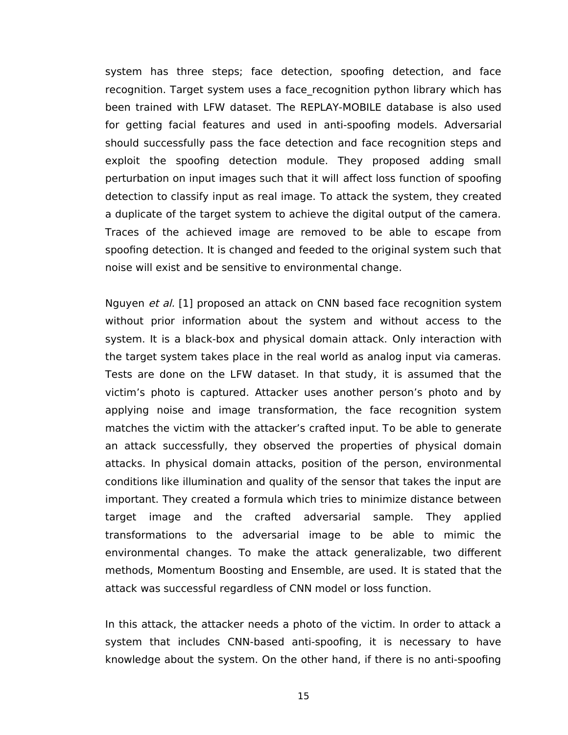system has three steps; face detection, spoofing detection, and face recognition. Target system uses a face_recognition python library which has been trained with LFW dataset. The REPLAY-MOBILE database is also used for getting facial features and used in anti-spoofing models. Adversarial should successfully pass the face detection and face recognition steps and exploit the spoofing detection module. They proposed adding small perturbation on input images such that it will affect loss function of spoofing detection to classify input as real image. To attack the system, they created a duplicate of the target system to achieve the digital output of the camera. Traces of the achieved image are removed to be able to escape from spoofing detection. It is changed and feeded to the original system such that noise will exist and be sensitive to environmental change.

Nguyen *et al.* [1] proposed an attack on CNN based face recognition system without prior information about the system and without access to the system. It is a black-box and physical domain attack. Only interaction with the target system takes place in the real world as analog input via cameras. Tests are done on the LFW dataset. In that study, it is assumed that the victim's photo is captured. Attacker uses another person's photo and by applying noise and image transformation, the face recognition system matches the victim with the attacker's crafted input. To be able to generate an attack successfully, they observed the properties of physical domain attacks. In physical domain attacks, position of the person, environmental conditions like illumination and quality of the sensor that takes the input are important. They created a formula which tries to minimize distance between target image and the crafted adversarial sample. They applied transformations to the adversarial image to be able to mimic the environmental changes. To make the attack generalizable, two different methods, Momentum Boosting and Ensemble, are used. It is stated that the attack was successful regardless of CNN model or loss function.

In this attack, the attacker needs a photo of the victim. In order to attack a system that includes CNN-based anti-spoofing, it is necessary to have knowledge about the system. On the other hand, if there is no anti-spoofing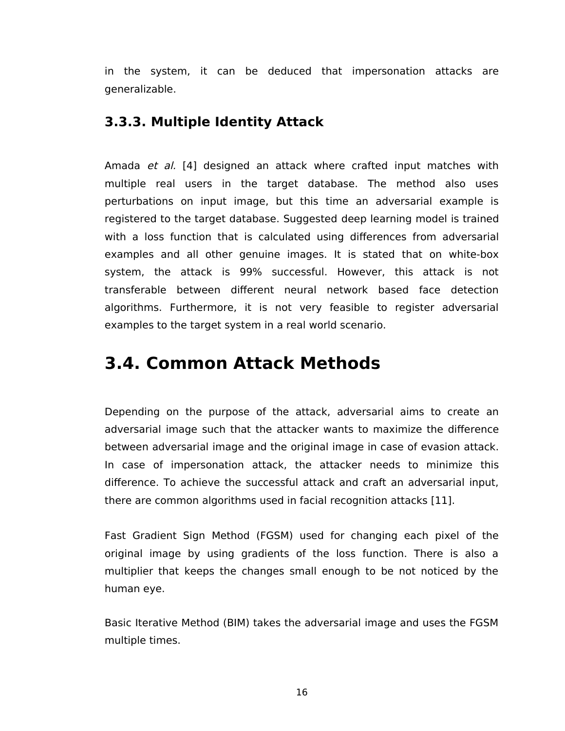in the system, it can be deduced that impersonation attacks are generalizable.

### 3.3.3. Multiple Identity Attack

Amada *et al.* [4] designed an attack where crafted input matches with multiple real users in the target database. The method also uses perturbations on input image, but this time an adversarial example is registered to the target database. Suggested deep learning model is trained with a loss function that is calculated using differences from adversarial examples and all other genuine images. It is stated that on white-box system, the attack is 99% successful. However, this attack is not transferable between different neural network based face detection algorithms. Furthermore, it is not very feasible to register adversarial examples to the target system in a real world scenario.

## 3.4. Common Attack Methods

Depending on the purpose of the attack, adversarial aims to create an adversarial image such that the attacker wants to maximize the difference between adversarial image and the original image in case of evasion attack. In case of impersonation attack, the attacker needs to minimize this difference. To achieve the successful attack and craft an adversarial input, there are common algorithms used in facial recognition attacks [11].

Fast Gradient Sign Method (FGSM) used for changing each pixel of the original image by using gradients of the loss function. There is also a multiplier that keeps the changes small enough to be not noticed by the human eye.

Basic Iterative Method (BIM) takes the adversarial image and uses the FGSM multiple times.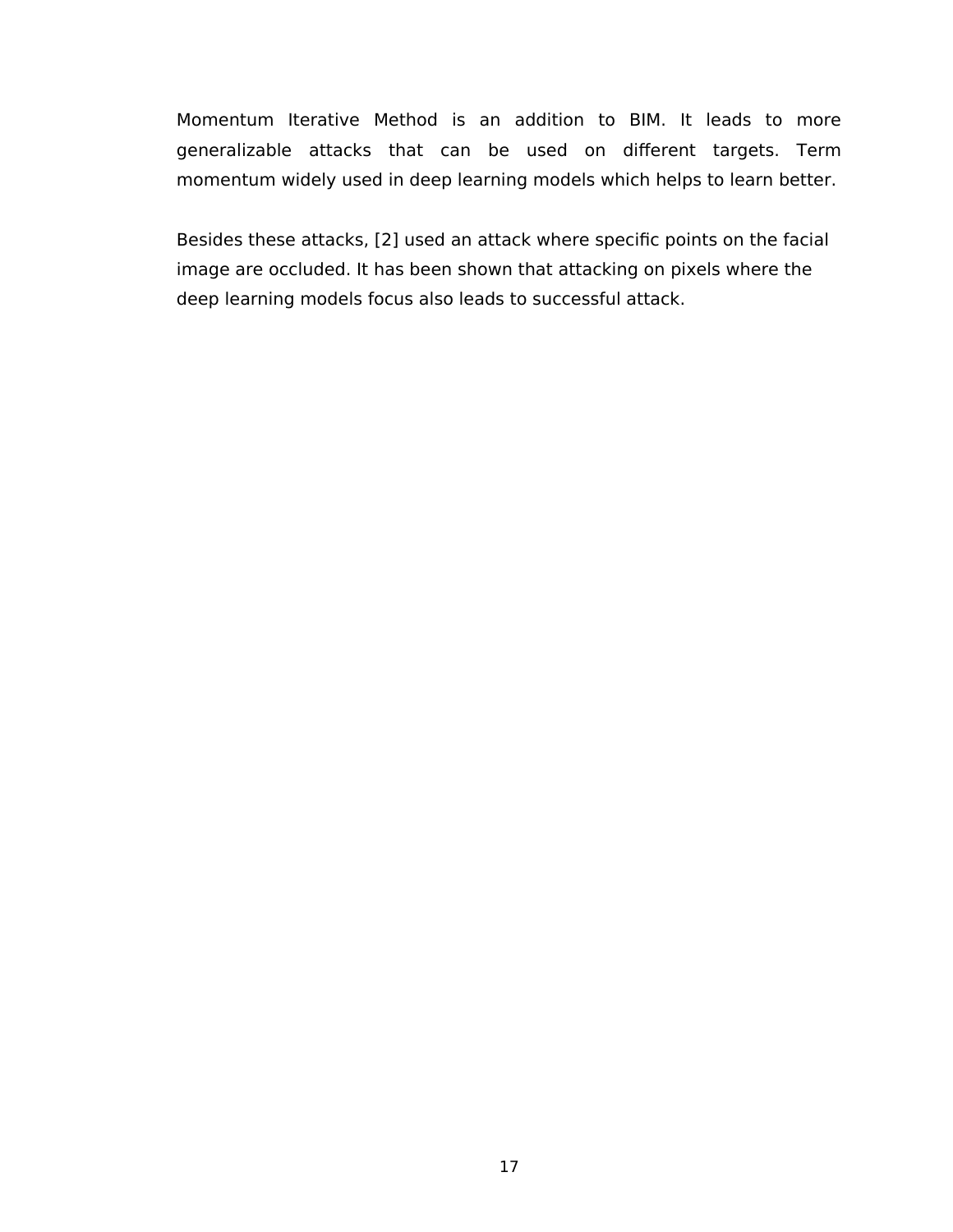Momentum Iterative Method is an addition to BIM. It leads to more generalizable attacks that can be used on different targets. Term momentum widely used in deep learning models which helps to learn better.

Besides these attacks, [2] used an attack where specific points on the facial image are occluded. It has been shown that attacking on pixels where the deep learning models focus also leads to successful attack.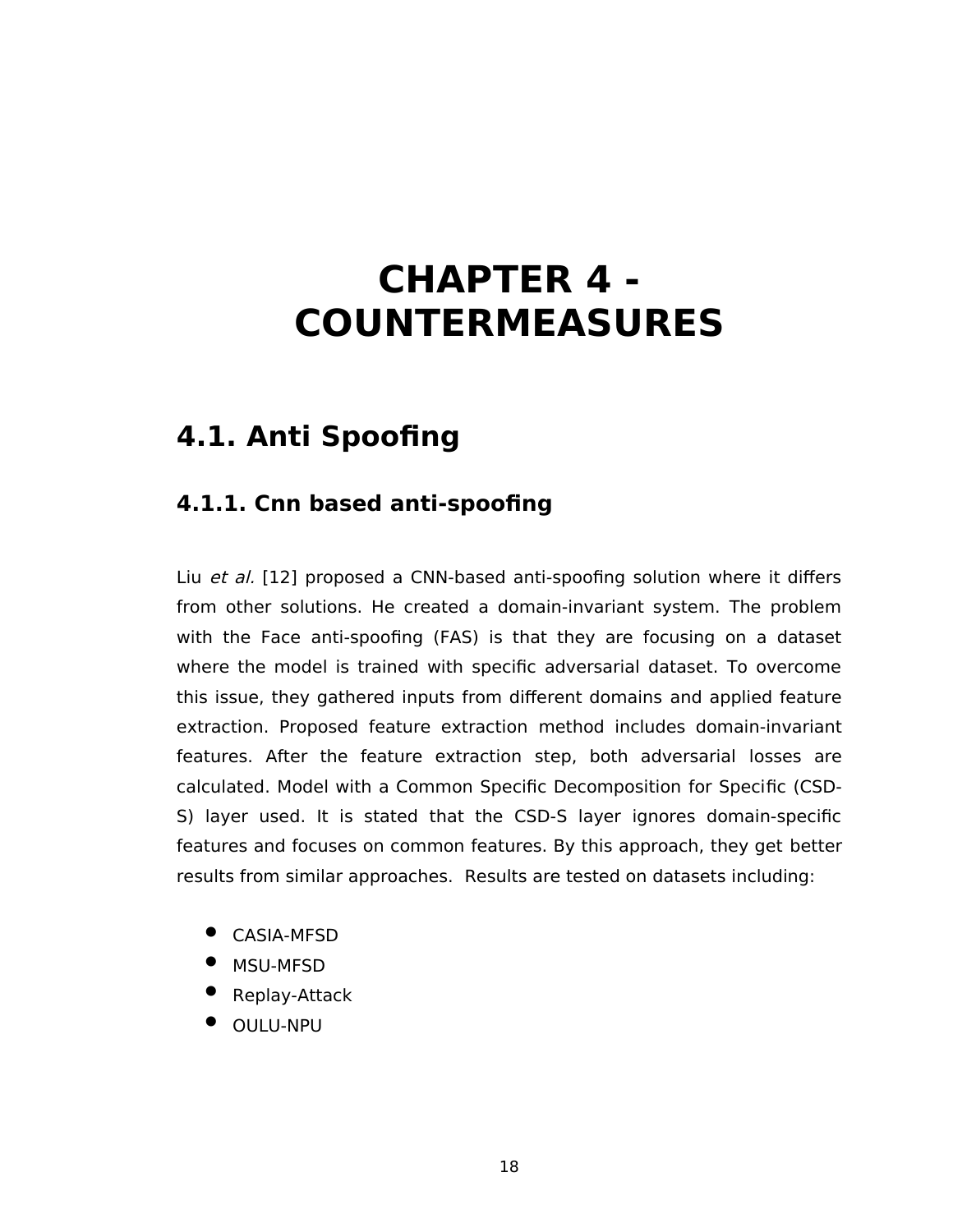# CHAPTER 4 - COUNTERMEASURES

## 4.1. Anti Spoofing

### 4.1.1. Cnn based anti-spoofing

Liu *et al.* [12] proposed a CNN-based anti-spoofing solution where it differs from other solutions. He created a domain-invariant system. The problem with the Face anti-spoofing (FAS) is that they are focusing on a dataset where the model is trained with specific adversarial dataset. To overcome this issue, they gathered inputs from different domains and applied feature extraction. Proposed feature extraction method includes domain-invariant features. After the feature extraction step, both adversarial losses are calculated. Model with a Common Specific Decomposition for Specific (CSD-S) layer used. It is stated that the CSD-S layer ignores domain-specific features and focuses on common features. By this approach, they get better results from similar approaches. Results are tested on datasets including:

- CASIA-MFSD
- MSU-MFSD
- Replay-Attack
- OULU-NPU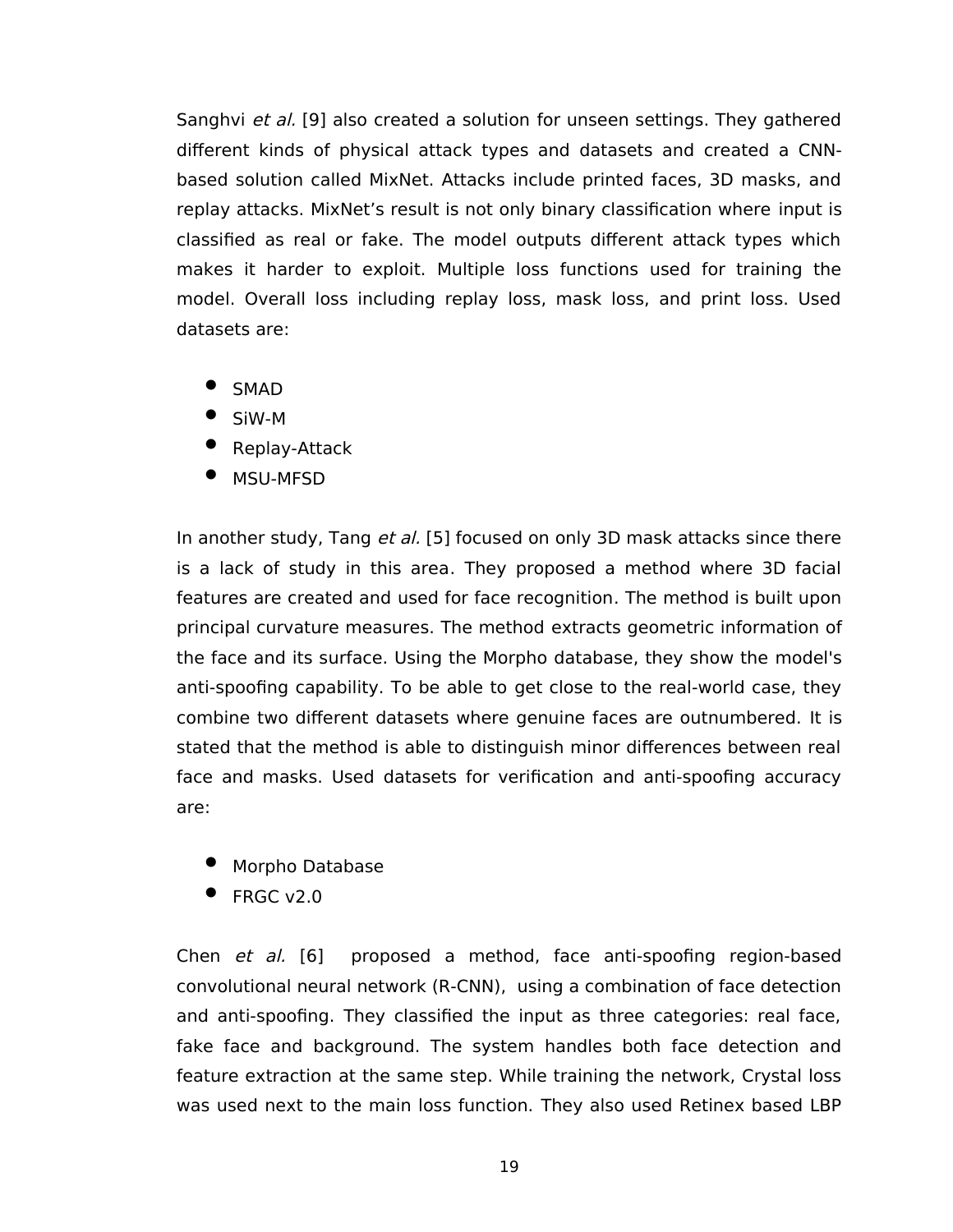Sanghvi *et al.* [9] also created a solution for unseen settings. They gathered different kinds of physical attack types and datasets and created a CNN-based solution called MixNet. Attacks include printed faces, 3D masks, and replay attacks. MixNet's result is not only binary classification where input is classified as real or fake. The model outputs different attack types which makes it harder to exploit. Multiple loss functions used for training the model. Overall loss including replay loss, mask loss, and print loss. Used datasets are:

- SMAD
- SiW-M
- Replay-Attack
- MSU-MFSD

In another study, Tang *et al.* [5] focused on only 3D mask attacks since there is a lack of study in this area. They proposed a method where 3D facial features are created and used for face recognition. The method is built upon principal curvature measures. The method extracts geometric information of the face and its surface. Using the Morpho database, they show the model's anti-spoofing capability. To be able to get close to the real-world case, they combine two different datasets where genuine faces are outnumbered. It is stated that the method is able to distinguish minor differences between real face and masks. Used datasets for verification and anti-spoofing accuracy are:

- Morpho Database
- FRGC v2.0

Chen *et al.* [6] proposed a method, face anti-spoofing region-based convolutional neural network (R-CNN), using a combination of face detection and anti-spoofing. They classified the input as three categories: real face, fake face and background. The system handles both face detection and feature extraction at the same step. While training the network, Crystal loss was used next to the main loss function. They also used Retinex based LBP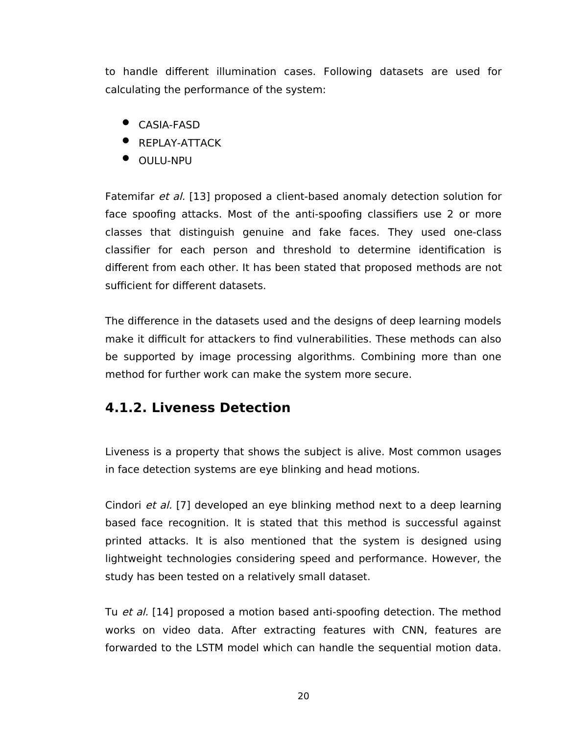to handle different illumination cases. Following datasets are used for calculating the performance of the system:

- CASIA-FASD
- REPLAY-ATTACK
- OULU-NPU

Fatemifar *et al.* [13] proposed a client-based anomaly detection solution for face spoofing attacks. Most of the anti-spoofing classifiers use 2 or more classes that distinguish genuine and fake faces. They used one-class classifier for each person and threshold to determine identification is different from each other. It has been stated that proposed methods are not sufficient for different datasets.

The difference in the datasets used and the designs of deep learning models make it difficult for attackers to find vulnerabilities. These methods can also be supported by image processing algorithms. Combining more than one method for further work can make the system more secure.

### 4.1.2. Liveness Detection

Liveness is a property that shows the subject is alive. Most common usages in face detection systems are eye blinking and head motions.

Cindori *et al.* [7] developed an eye blinking method next to a deep learning based face recognition. It is stated that this method is successful against printed attacks. It is also mentioned that the system is designed using lightweight technologies considering speed and performance. However, the study has been tested on a relatively small dataset.

Tu *et al.* [14] proposed a motion based anti-spoofing detection. The method works on video data. After extracting features with CNN, features are forwarded to the LSTM model which can handle the sequential motion data.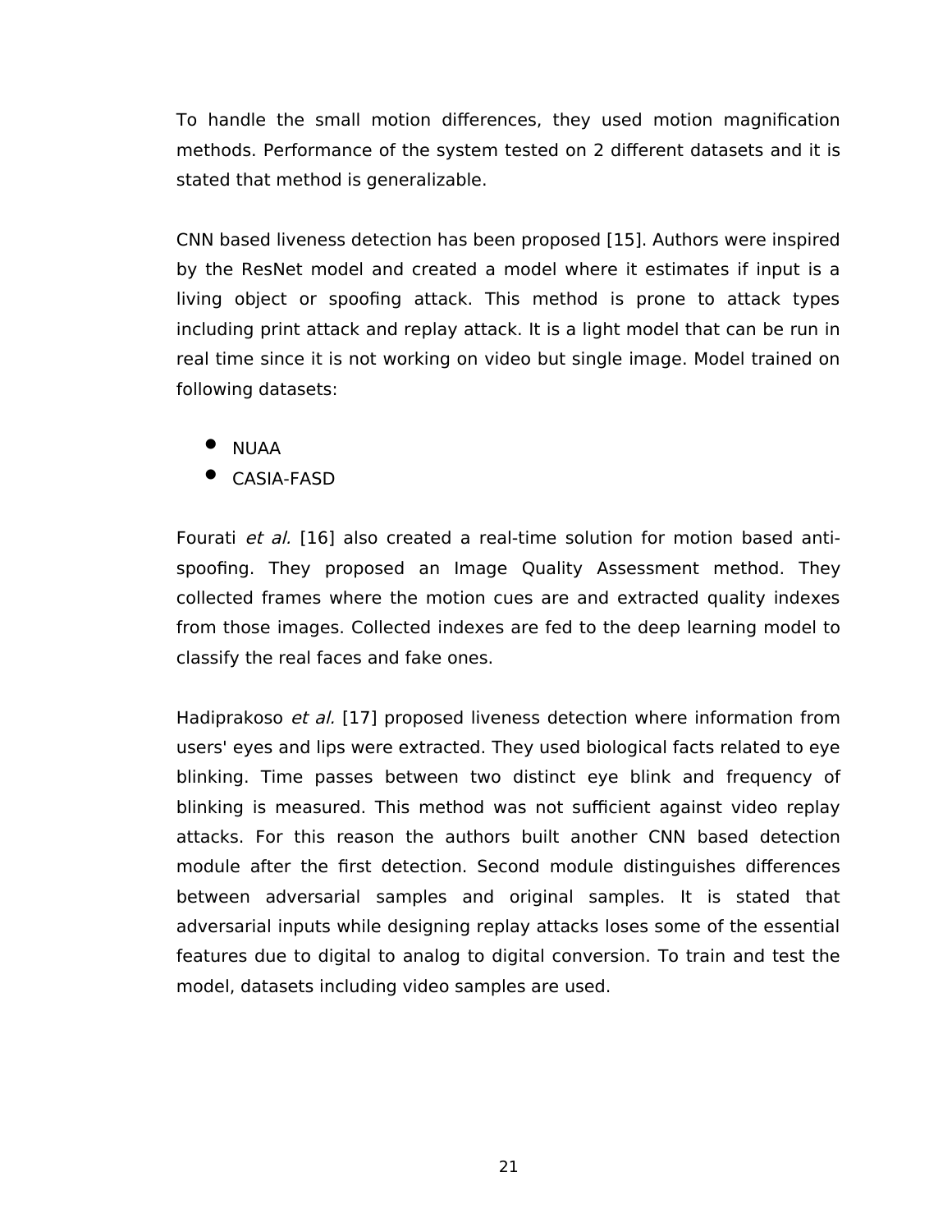To handle the small motion differences, they used motion magnification methods. Performance of the system tested on 2 different datasets and it is stated that method is generalizable.

CNN based liveness detection has been proposed [15]. Authors were inspired by the ResNet model and created a model where it estimates if input is a living object or spoofing attack. This method is prone to attack types including print attack and replay attack. It is a light model that can be run in real time since it is not working on video but single image. Model trained on following datasets:

- NUAA
- CASIA-FASD

Fourati *et al.* [16] also created a real-time solution for motion based anti-spoofing. They proposed an Image Quality Assessment method. They collected frames where the motion cues are and extracted quality indexes from those images. Collected indexes are fed to the deep learning model to classify the real faces and fake ones.

Hadiprakoso *et al.* [17] proposed liveness detection where information from users' eyes and lips were extracted. They used biological facts related to eye blinking. Time passes between two distinct eye blink and frequency of blinking is measured. This method was not sufficient against video replay attacks. For this reason the authors built another CNN based detection module after the first detection. Second module distinguishes differences between adversarial samples and original samples. It is stated that adversarial inputs while designing replay attacks loses some of the essential features due to digital to analog to digital conversion. To train and test the model, datasets including video samples are used.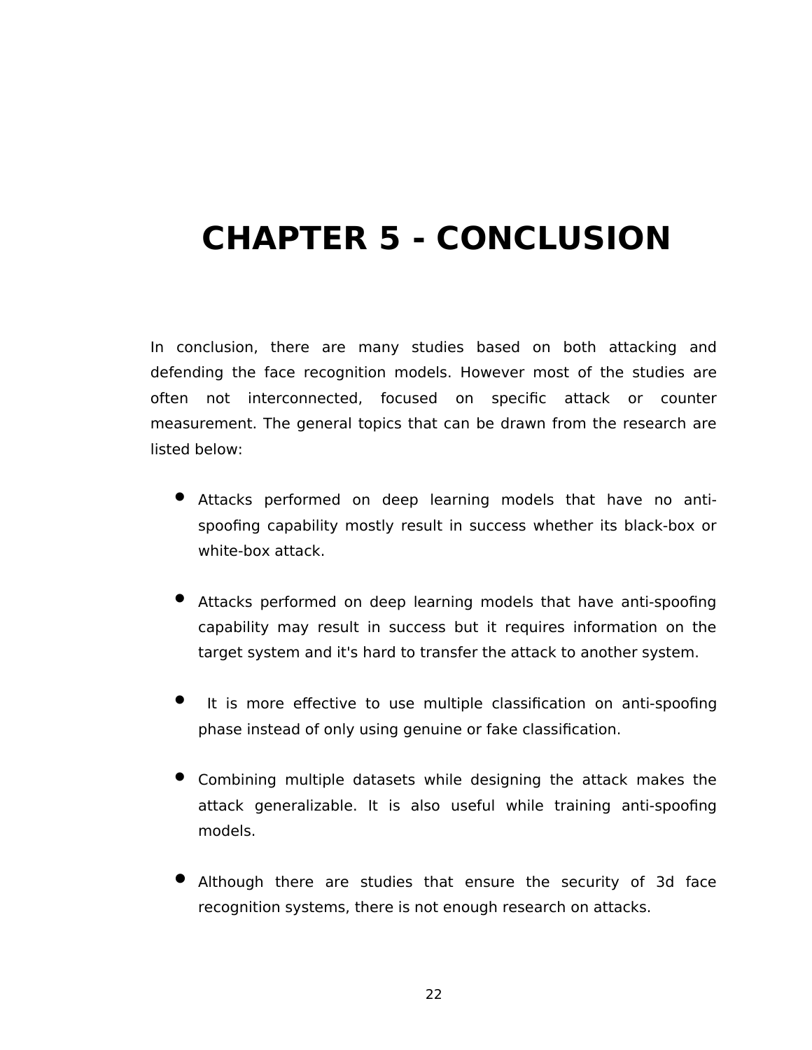# CHAPTER 5 - CONCLUSION

In conclusion, there are many studies based on both attacking and defending the face recognition models. However most of the studies are often not interconnected, focused on specific attack or counter measurement. The general topics that can be drawn from the research are listed below:

- Attacks performed on deep learning models that have no anti-spoofing capability mostly result in success whether its black-box or white-box attack.

- Attacks performed on deep learning models that have anti-spoofing capability may result in success but it requires information on the target system and it's hard to transfer the attack to another system.

- It is more effective to use multiple classification on anti-spoofing phase instead of only using genuine or fake classification.

- Combining multiple datasets while designing the attack makes the attack generalizable. It is also useful while training anti-spoofing models.

- Although there are studies that ensure the security of 3d face recognition systems, there is not enough research on attacks.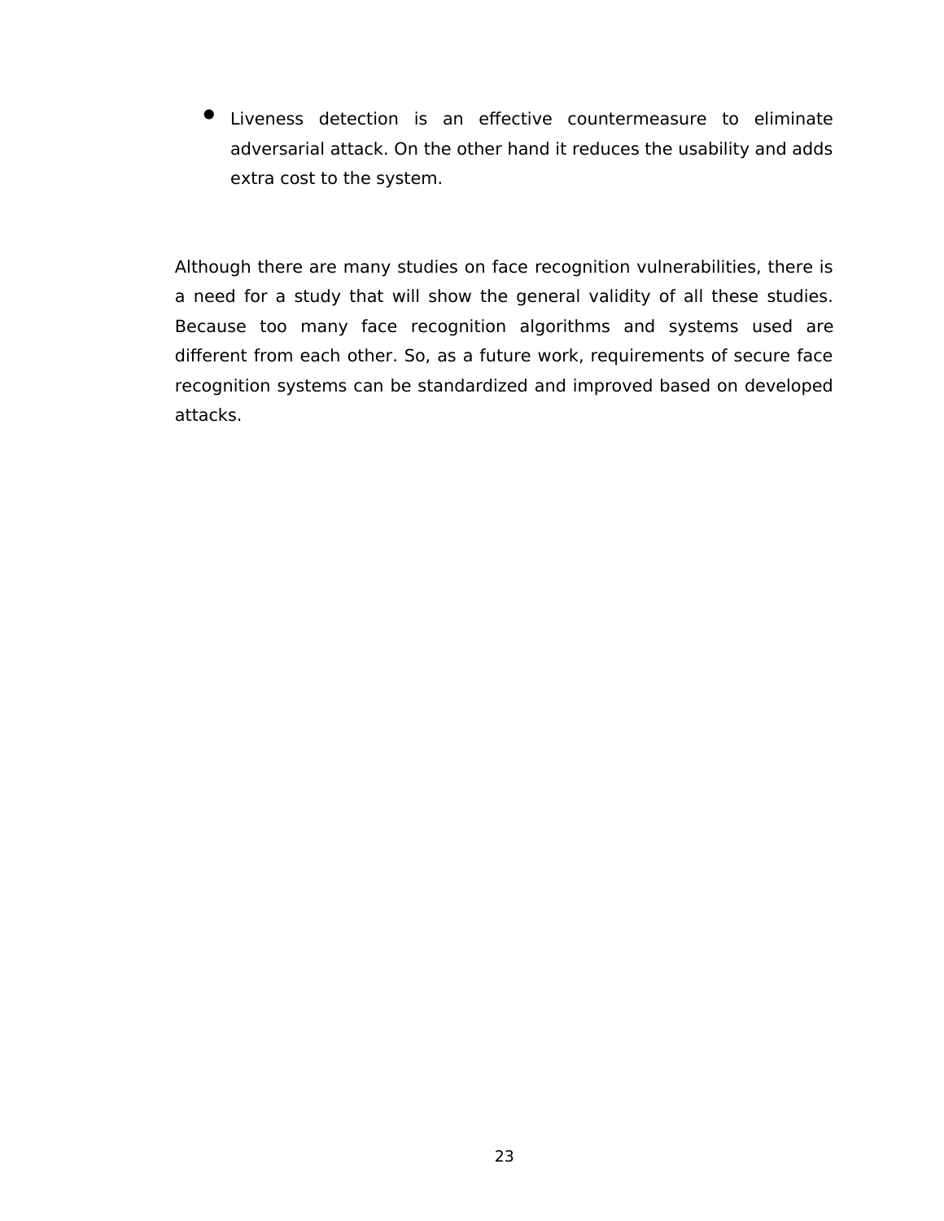- Liveness detection is an effective countermeasure to eliminate adversarial attack. On the other hand it reduces the usability and adds extra cost to the system.

Although there are many studies on face recognition vulnerabilities, there is a need for a study that will show the general validity of all these studies. Because too many face recognition algorithms and systems used are different from each other. So, as a future work, requirements of secure face recognition systems can be standardized and improved based on developed attacks.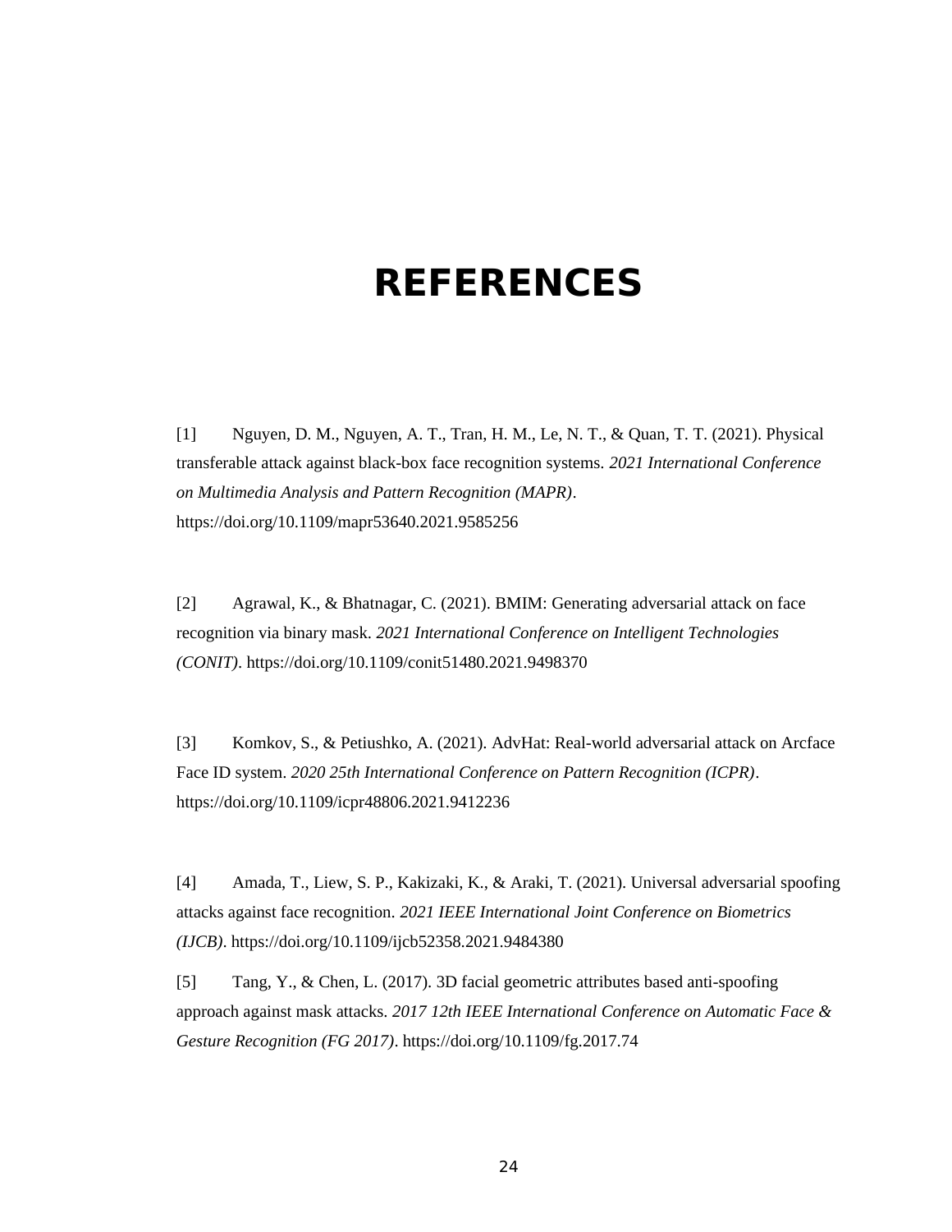# REFERENCES

[1] Nguyen, D. M., Nguyen, A. T., Tran, H. M., Le, N. T., & Quan, T. T. (2021). Physical transferable attack against black-box face recognition systems. *2021 International Conference on Multimedia Analysis and Pattern Recognition (MAPR)*. https://doi.org/10.1109/mapr53640.2021.9585256

[2] Agrawal, K., & Bhatnagar, C. (2021). BMIM: Generating adversarial attack on face recognition via binary mask. *2021 International Conference on Intelligent Technologies (CONIT)*. https://doi.org/10.1109/conit51480.2021.9498370

[3] Komkov, S., & Petiushko, A. (2021). AdvHat: Real-world adversarial attack on Arcface Face ID system. *2020 25th International Conference on Pattern Recognition (ICPR)*. https://doi.org/10.1109/icpr48806.2021.9412236

[4] Amada, T., Liew, S. P., Kakizaki, K., & Araki, T. (2021). Universal adversarial spoofing attacks against face recognition. *2021 IEEE International Joint Conference on Biometrics (IJCB)*. https://doi.org/10.1109/ijcb52358.2021.9484380

[5] Tang, Y., & Chen, L. (2017). 3D facial geometric attributes based anti-spoofing approach against mask attacks. *2017 12th IEEE International Conference on Automatic Face & Gesture Recognition (FG 2017)*. https://doi.org/10.1109/fg.2017.74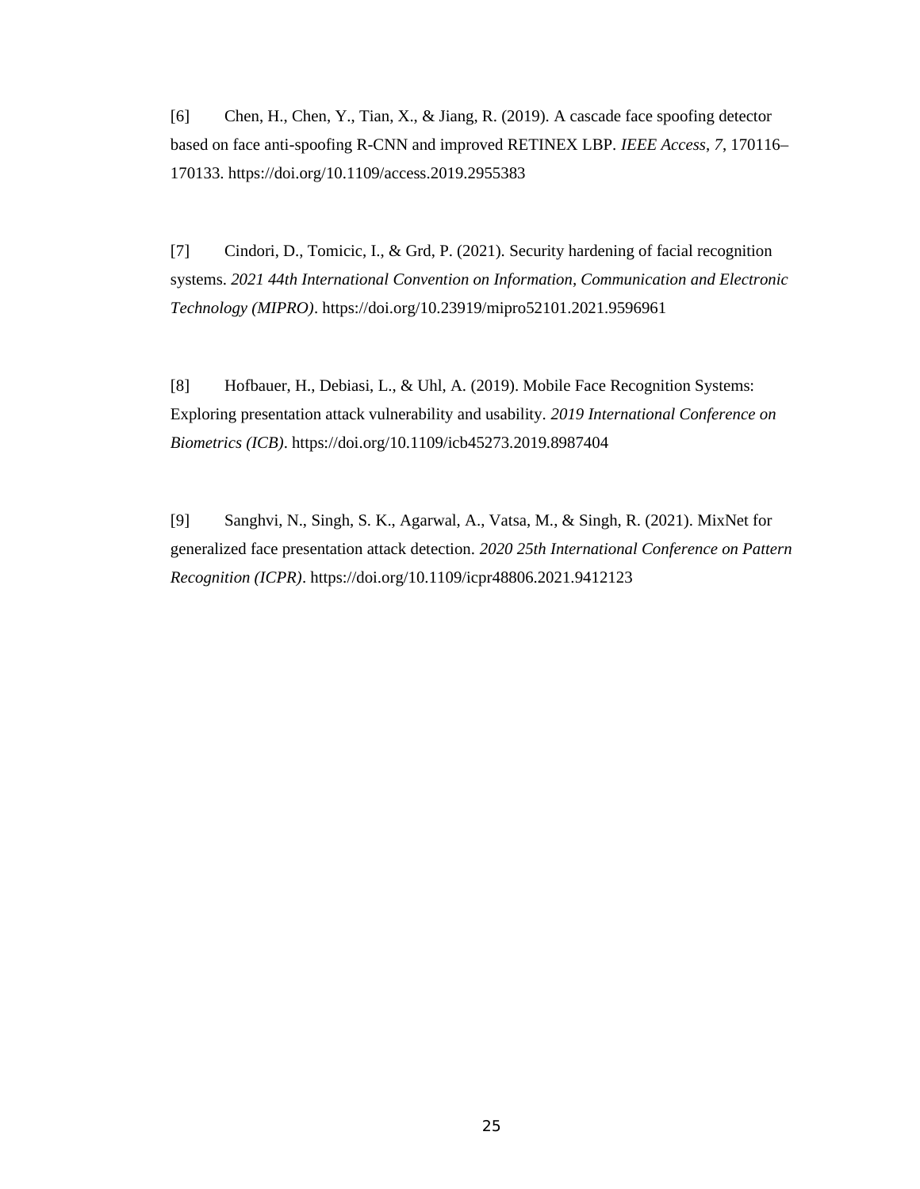[6] Chen, H., Chen, Y., Tian, X., & Jiang, R. (2019). A cascade face spoofing detector based on face anti-spoofing R-CNN and improved RETINEX LBP. *IEEE Access*, *7*, 170116–170133. https://doi.org/10.1109/access.2019.2955383

[7] Cindori, D., Tomicic, I., & Grd, P. (2021). Security hardening of facial recognition systems. *2021 44th International Convention on Information, Communication and Electronic Technology (MIPRO)*. https://doi.org/10.23919/mipro52101.2021.9596961

[8] Hofbauer, H., Debiasi, L., & Uhl, A. (2019). Mobile Face Recognition Systems: Exploring presentation attack vulnerability and usability. *2019 International Conference on Biometrics (ICB)*. https://doi.org/10.1109/icb45273.2019.8987404

[9] Sanghvi, N., Singh, S. K., Agarwal, A., Vatsa, M., & Singh, R. (2021). MixNet for generalized face presentation attack detection. *2020 25th International Conference on Pattern Recognition (ICPR)*. https://doi.org/10.1109/icpr48806.2021.9412123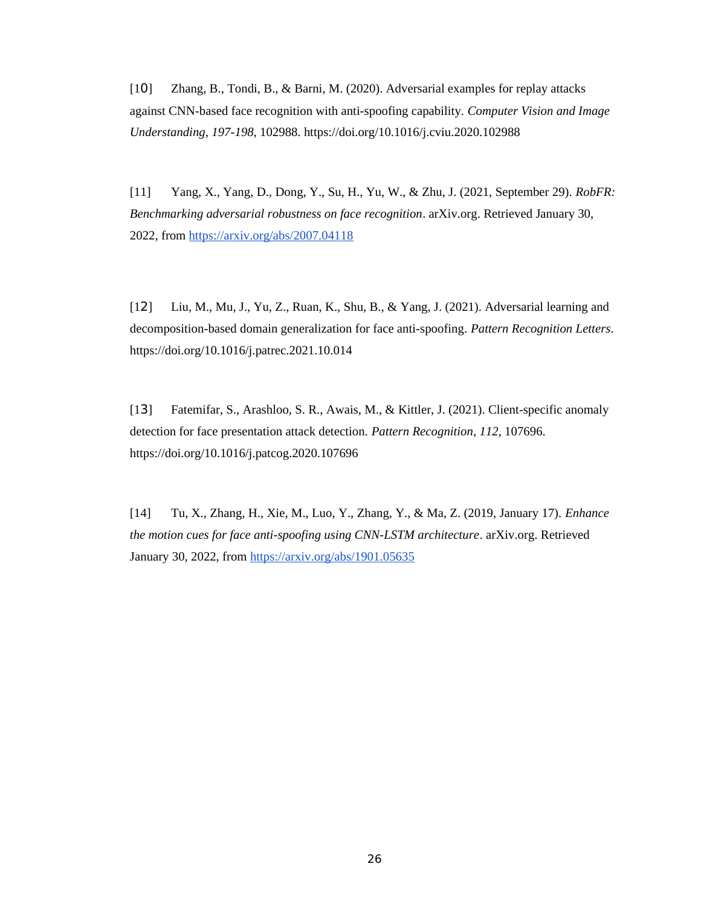[10] Zhang, B., Tondi, B., & Barni, M. (2020). Adversarial examples for replay attacks against CNN-based face recognition with anti-spoofing capability. *Computer Vision and Image Understanding*, *197-198*, 102988. https://doi.org/10.1016/j.cviu.2020.102988

[11] Yang, X., Yang, D., Dong, Y., Su, H., Yu, W., & Zhu, J. (2021, September 29). *RobFR: Benchmarking adversarial robustness on face recognition*. arXiv.org. Retrieved January 30, 2022, from https://arxiv.org/abs/2007.04118

[12] Liu, M., Mu, J., Yu, Z., Ruan, K., Shu, B., & Yang, J. (2021). Adversarial learning and decomposition-based domain generalization for face anti-spoofing. *Pattern Recognition Letters*. https://doi.org/10.1016/j.patrec.2021.10.014

[13] Fatemifar, S., Arashloo, S. R., Awais, M., & Kittler, J. (2021). Client-specific anomaly detection for face presentation attack detection. *Pattern Recognition*, *112*, 107696. https://doi.org/10.1016/j.patcog.2020.107696

[14] Tu, X., Zhang, H., Xie, M., Luo, Y., Zhang, Y., & Ma, Z. (2019, January 17). *Enhance the motion cues for face anti-spoofing using CNN-LSTM architecture*. arXiv.org. Retrieved January 30, 2022, from https://arxiv.org/abs/1901.05635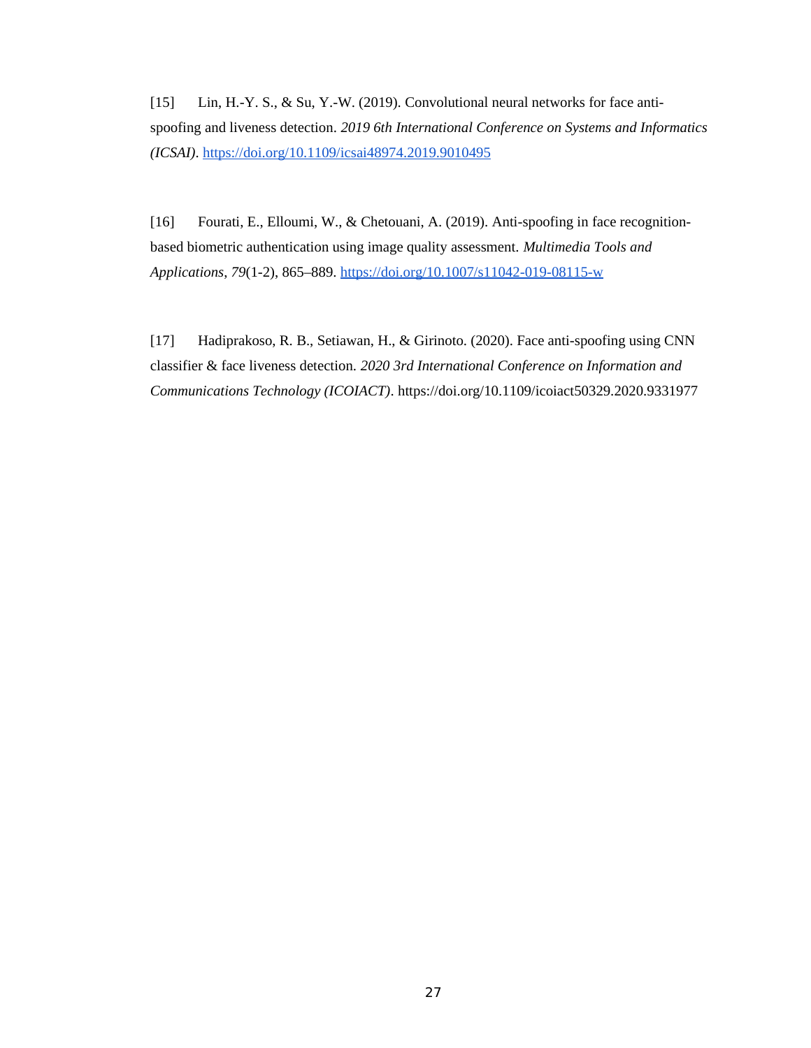[15] Lin, H.-Y. S., & Su, Y.-W. (2019). Convolutional neural networks for face anti-spoofing and liveness detection. *2019 6th International Conference on Systems and Informatics (ICSAI)*. https://doi.org/10.1109/icsai48974.2019.9010495

[16] Fourati, E., Elloumi, W., & Chetouani, A. (2019). Anti-spoofing in face recognition-based biometric authentication using image quality assessment. *Multimedia Tools and Applications*, *79*(1-2), 865–889. https://doi.org/10.1007/s11042-019-08115-w

[17] Hadiprakoso, R. B., Setiawan, H., & Girinoto. (2020). Face anti-spoofing using CNN classifier & face liveness detection. *2020 3rd International Conference on Information and Communications Technology (ICOIACT)*. https://doi.org/10.1109/icoiact50329.2020.9331977